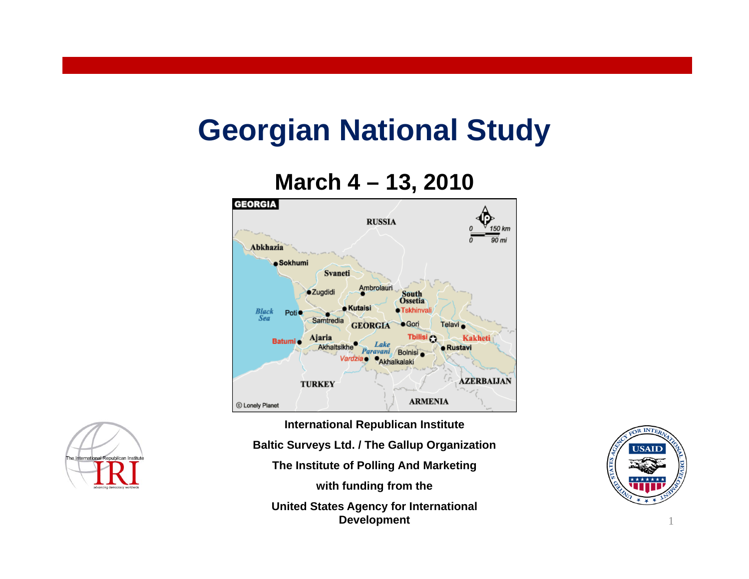# Georgian National Study

## March 4 – 13, 2010

**International Republican Institute**

**Baltic Surveys Ltd. / The Gallup Organization**

**The Institute of Polling And Marketing**

**with funding from the**

**United States Agency for International Development**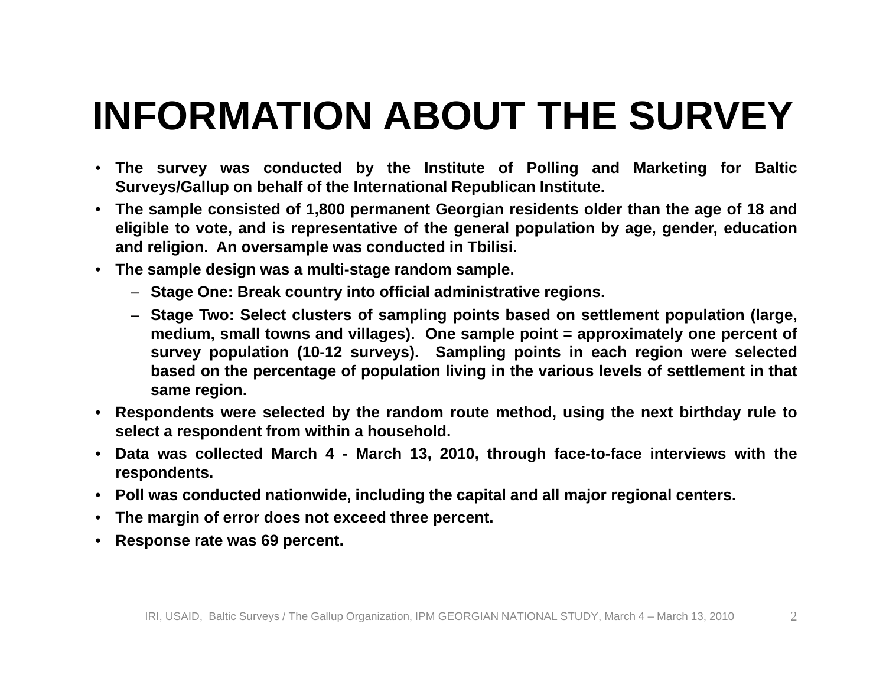# INFORMATION ABOUT THE SURVEY

- **The survey was conducted by the Institute of Polling and Marketing for Baltic Surveys/Gallup on behalf of the International Republican Institute.**
- **The sample consisted of 1,800 permanent Georgian residents older than the age of 18 and eligible to vote, and is representative of the general population by age, gender, education and religion. An oversample was conducted in Tbilisi.**
- **The sample design was a multi-stage random sample.**
  - **Stage One: Break country into official administrative regions.**
  - **Stage Two: Select clusters of sampling points based on settlement population (large, medium, small towns and villages). One sample point = approximately one percent of survey population (10-12 surveys). Sampling points in each region were selected based on the percentage of population living in the various levels of settlement in that same region.**
- **Respondents were selected by the random route method, using the next birthday rule to select a respondent from within a household.**
- **Data was collected March 4 - March 13, 2010, through face-to-face interviews with the respondents.**
- **Poll was conducted nationwide, including the capital and all major regional centers.**
- **The margin of error does not exceed three percent.**
- **Response rate was 69 percent.**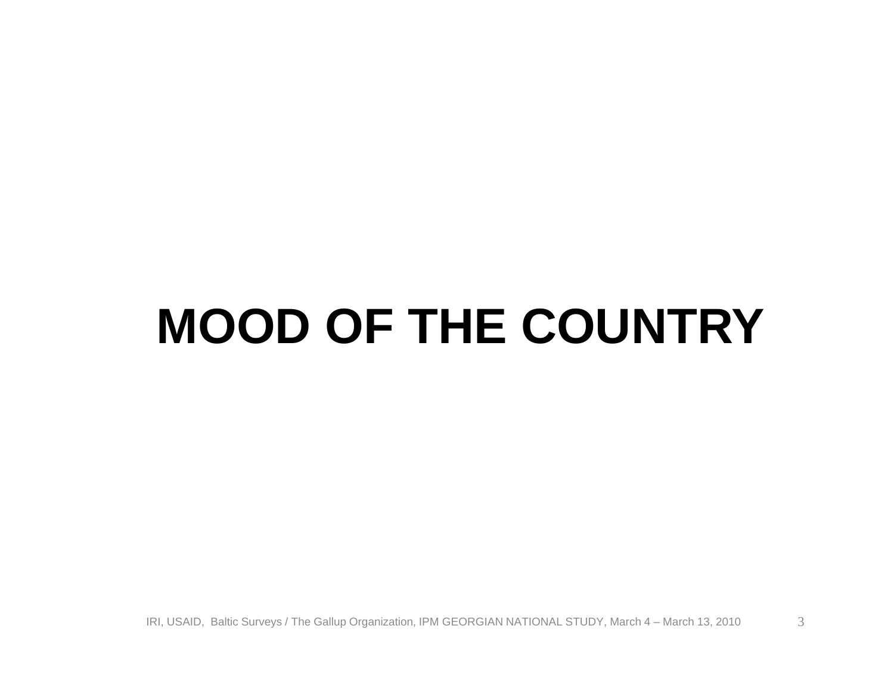# MOOD OF THE COUNTRY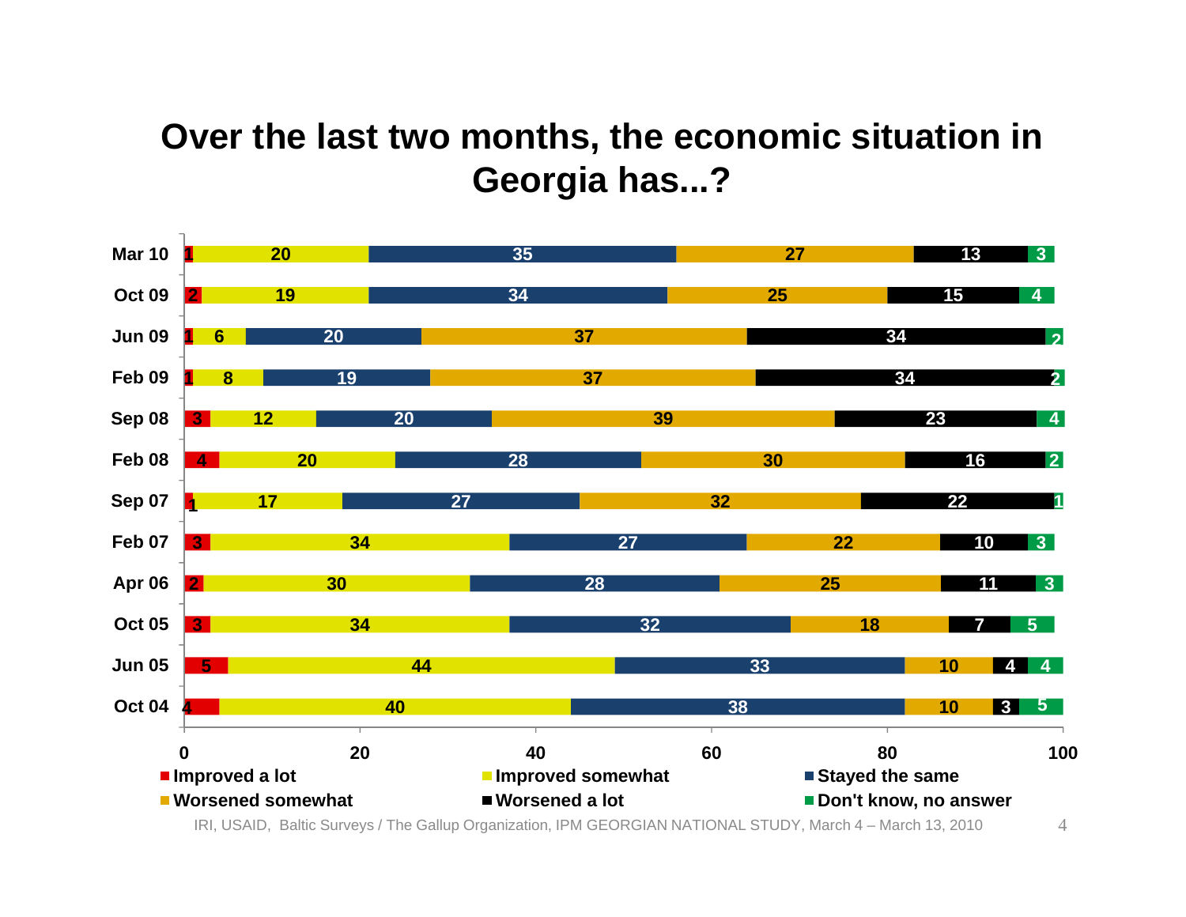# Over the last two months, the economic situation in Georgia has...?

| | Improved a lot | Improved somewhat | Stayed the same | Worsened somewhat | Worsened a lot | Don't know, no answer |
|---|---|---|---|---|---|---|
| Mar 10 | 1 | 20 | 35 | 27 | 13 | 3 |
| Oct 09 | 2 | 19 | 34 | 25 | 15 | 4 |
| Jun 09 | 1 | 6 | 20 | 37 | 34 | 2 |
| Feb 09 | 1 | 8 | 19 | 37 | 34 | 2 |
| Sep 08 | 3 | 12 | 20 | 39 | 23 | 4 |
| Feb 08 | 4 | 20 | 28 | 30 | 16 | 2 |
| Sep 07 | 1 | 17 | 27 | 32 | 22 | 1 |
| Feb 07 | 3 | 34 | 27 | 22 | 10 | 3 |
| Apr 06 | 2 | 30 | 28 | 25 | 11 | 3 |
| Oct 05 | 3 | 34 | 32 | 18 | 7 | 5 |
| Jun 05 | 5 | 44 | 33 | 10 | 4 | 4 |
| Oct 04 | 4 | 40 | 38 | 10 | 3 | 5 |

IRI, USAID, Baltic Surveys / The Gallup Organization, IPM GEORGIAN NATIONAL STUDY, March 4 – March 13, 2010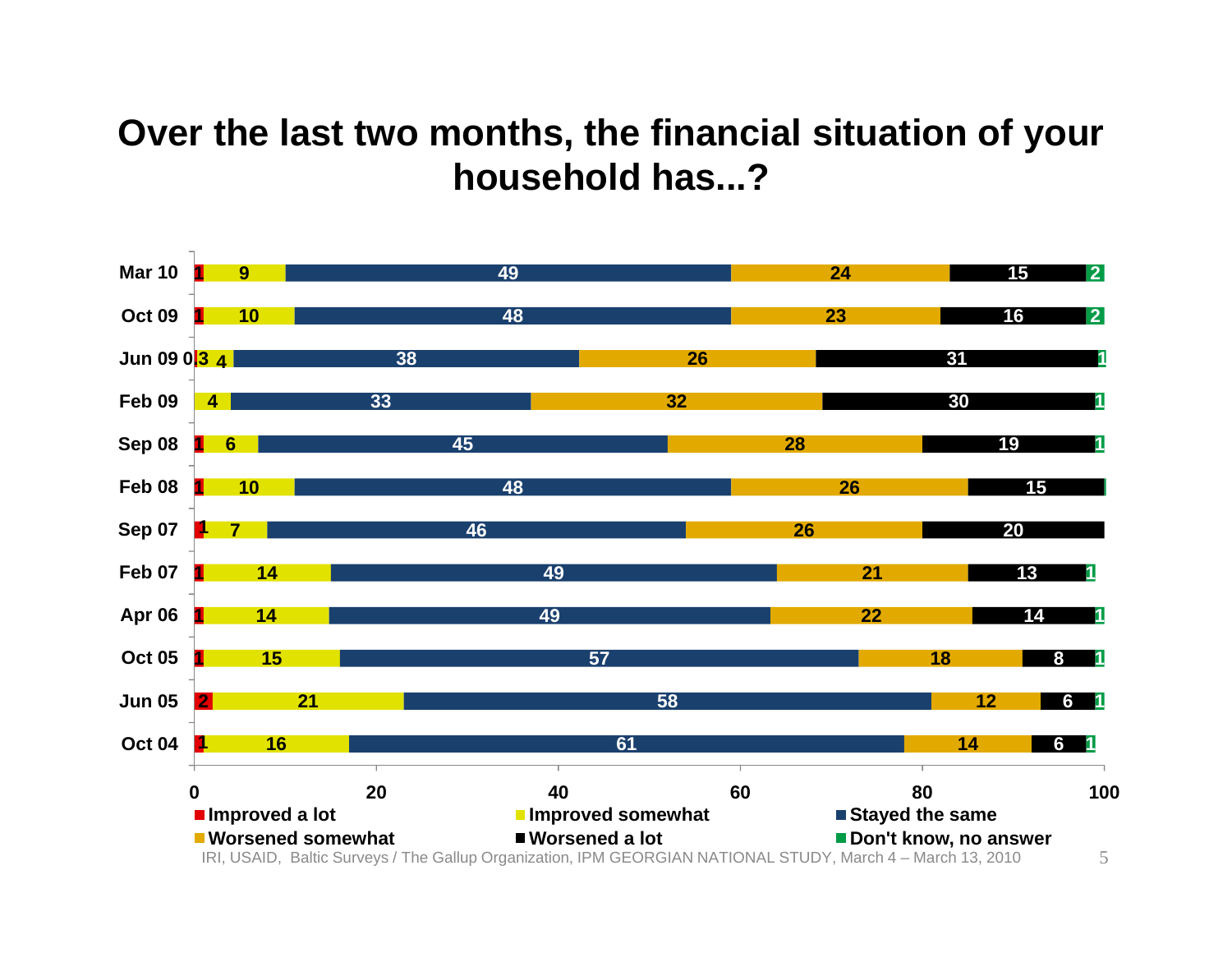# Over the last two months, the financial situation of your household has...?

| | Improved a lot | Improved somewhat | Stayed the same | Worsened somewhat | Worsened a lot | Don't know, no answer |
|---|---|---|---|---|---|---|
| Mar 10 | 1 | 9 | 49 | 24 | 15 | 2 |
| Oct 09 | 1 | 10 | 48 | 23 | 16 | 2 |
| Jun 09 | 0.3 | 4 | 38 | 26 | 31 | 1 |
| Feb 09 | | 4 | 33 | 32 | 30 | 1 |
| Sep 08 | 1 | 6 | 45 | 28 | 19 | 1 |
| Feb 08 | 1 | 10 | 48 | 26 | 15 | |
| Sep 07 | 1 | 7 | 46 | 26 | 20 | |
| Feb 07 | 1 | 14 | 49 | 21 | 13 | 1 |
| Apr 06 | 1 | 14 | 49 | 22 | 14 | 1 |
| Oct 05 | 1 | 15 | 57 | 18 | 8 | 1 |
| Jun 05 | 2 | 21 | 58 | 12 | 6 | 1 |
| Oct 04 | 1 | 16 | 61 | 14 | 6 | 1 |

IRI, USAID, Baltic Surveys / The Gallup Organization, IPM GEORGIAN NATIONAL STUDY, March 4 – March 13, 2010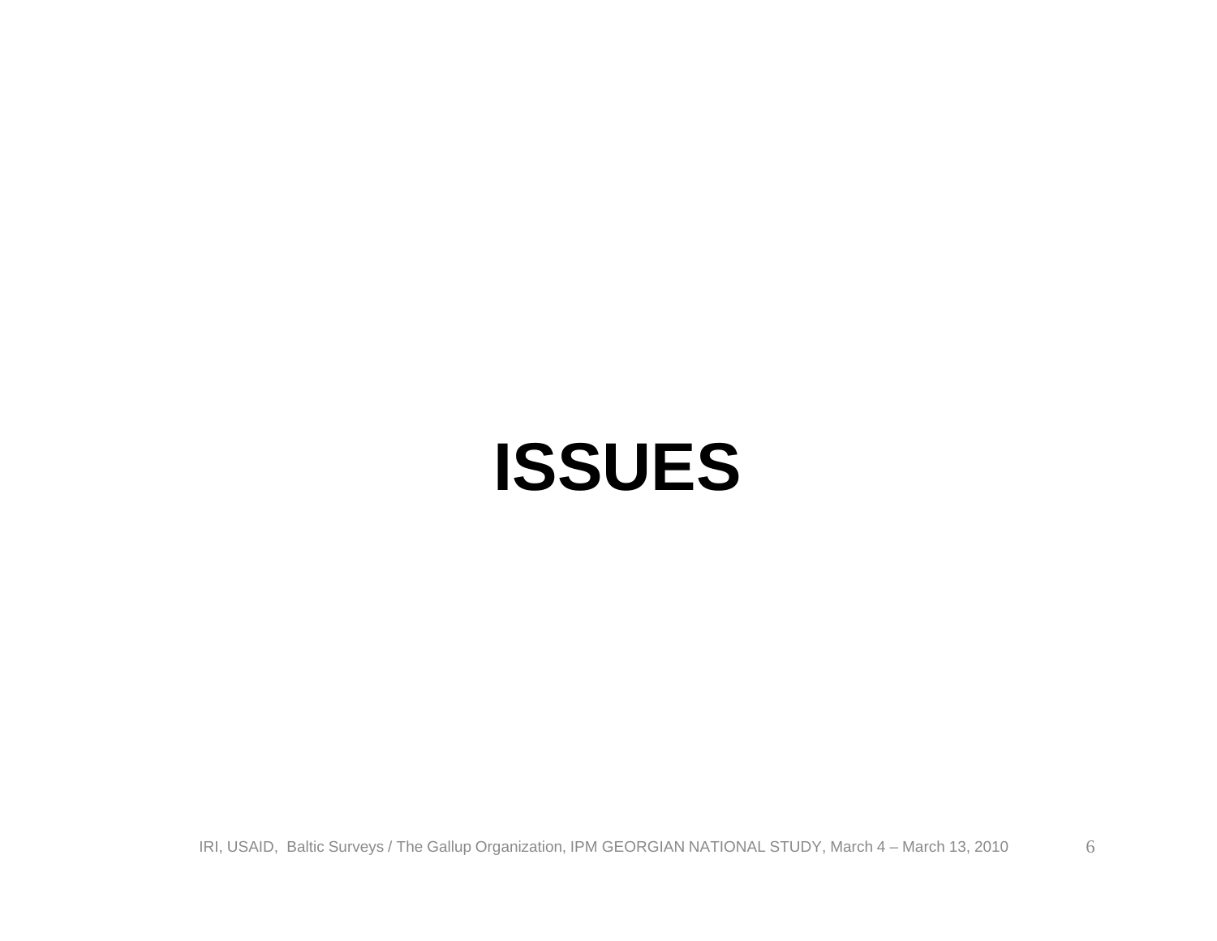# ISSUES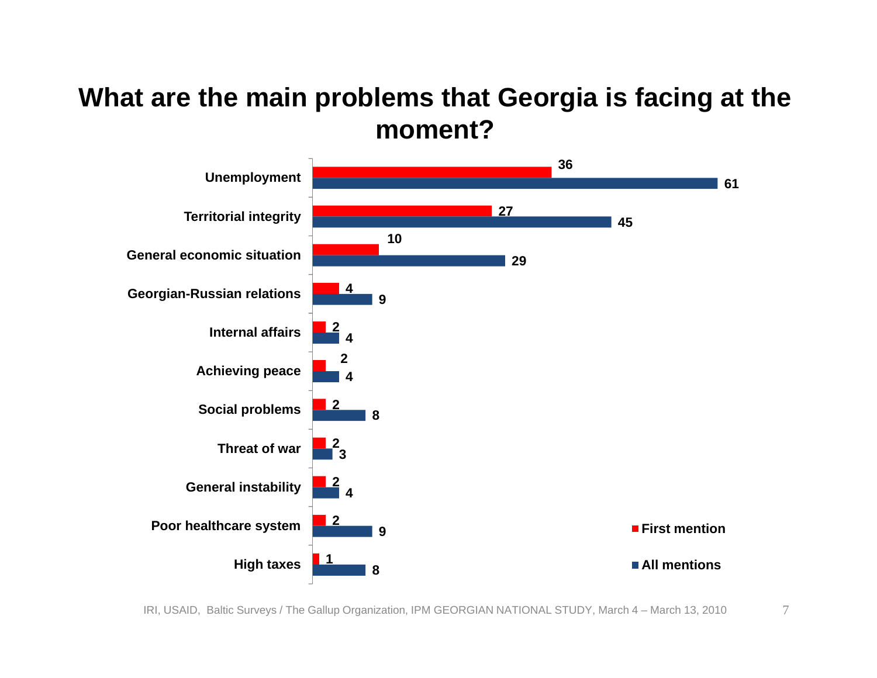# What are the main problems that Georgia is facing at the moment?

| Problem | First mention | All mentions |
|---|---|---|
| Unemployment | 36 | 61 |
| Territorial integrity | 27 | 45 |
| General economic situation | 10 | 29 |
| Georgian-Russian relations | 4 | 9 |
| Internal affairs | 2 | 4 |
| Achieving peace | 2 | 4 |
| Social problems | 2 | 8 |
| Threat of war | 2 | 3 |
| General instability | 2 | 4 |
| Poor healthcare system | 2 | 9 |
| High taxes | 1 | 8 |

IRI, USAID, Baltic Surveys / The Gallup Organization, IPM GEORGIAN NATIONAL STUDY, March 4 – March 13, 2010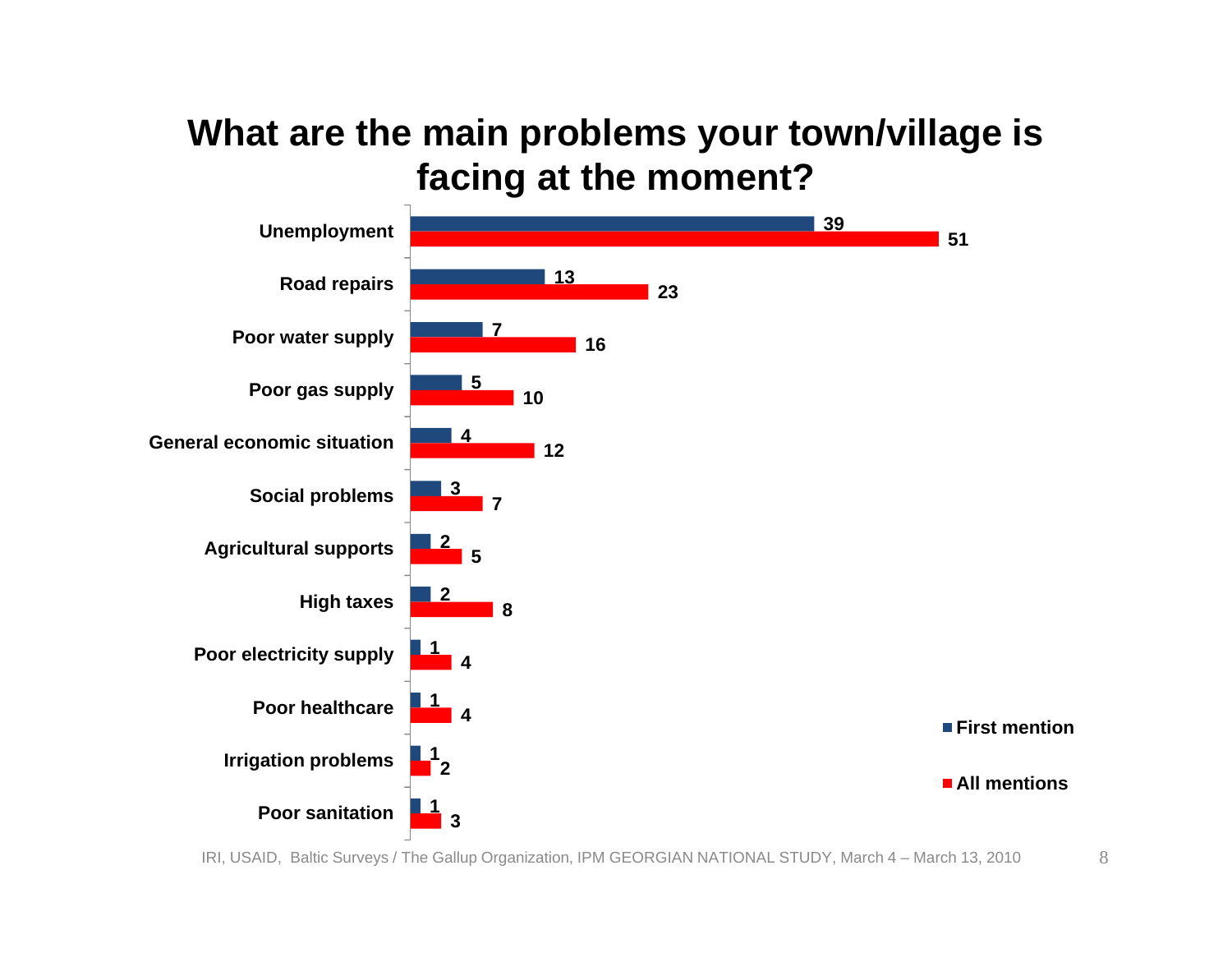# What are the main problems your town/village is facing at the moment?

| Problem | First mention | All mentions |
|---|---|---|
| Unemployment | 39 | 51 |
| Road repairs | 13 | 23 |
| Poor water supply | 7 | 16 |
| Poor gas supply | 5 | 10 |
| General economic situation | 4 | 12 |
| Social problems | 3 | 7 |
| Agricultural supports | 2 | 5 |
| High taxes | 2 | 8 |
| Poor electricity supply | 1 | 4 |
| Poor healthcare | 1 | 4 |
| Irrigation problems | 1 | 2 |
| Poor sanitation | 1 | 3 |

IRI, USAID, Baltic Surveys / The Gallup Organization, IPM GEORGIAN NATIONAL STUDY, March 4 – March 13, 2010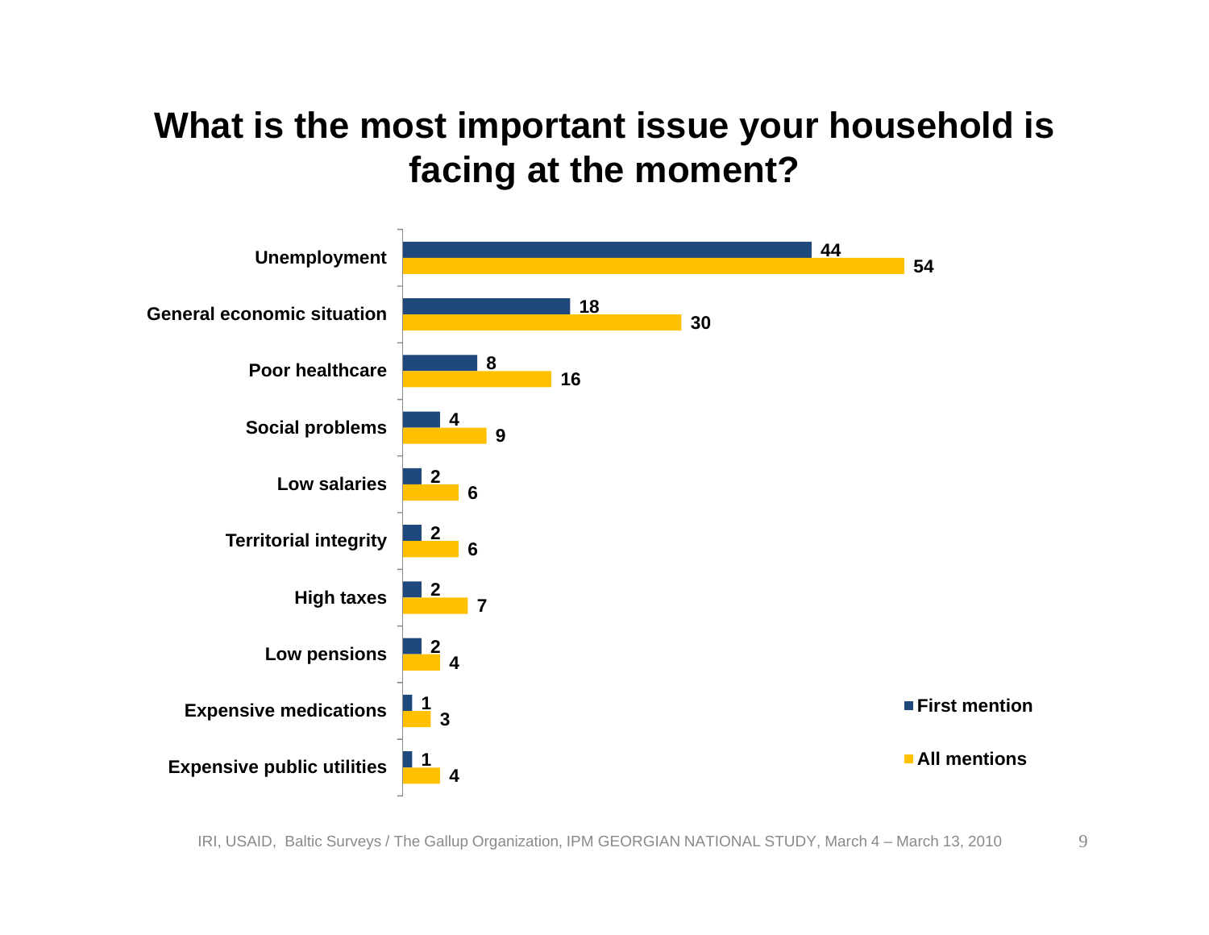# What is the most important issue your household is facing at the moment?

| Issue | First mention | All mentions |
|---|---|---|
| Unemployment | 44 | 54 |
| General economic situation | 18 | 30 |
| Poor healthcare | 8 | 16 |
| Social problems | 4 | 9 |
| Low salaries | 2 | 6 |
| Territorial integrity | 2 | 6 |
| High taxes | 2 | 7 |
| Low pensions | 2 | 4 |
| Expensive medications | 1 | 3 |
| Expensive public utilities | 1 | 4 |

IRI, USAID, Baltic Surveys / The Gallup Organization, IPM GEORGIAN NATIONAL STUDY, March 4 – March 13, 2010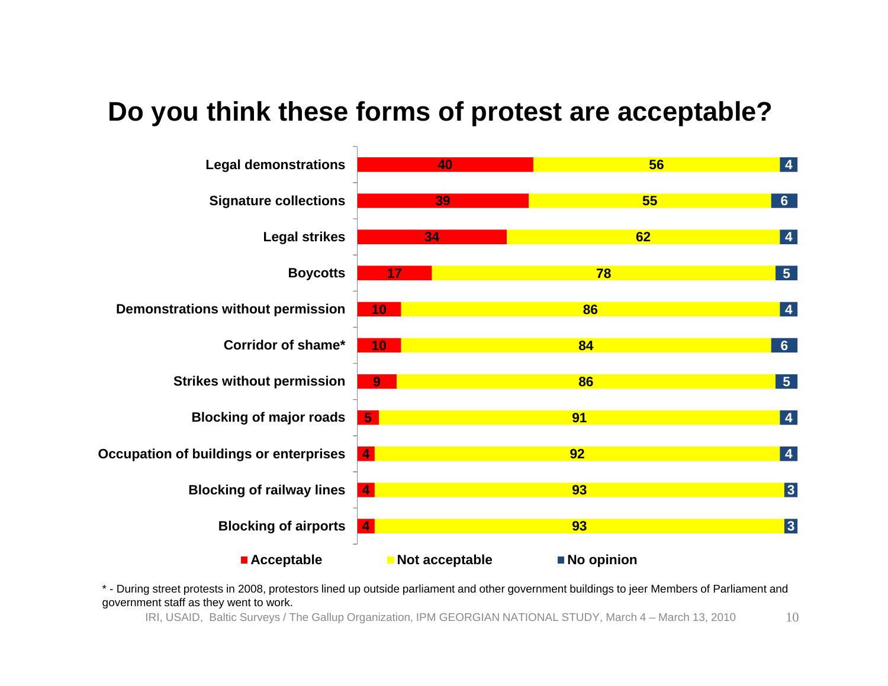# Do you think these forms of protest are acceptable?

| | Acceptable | Not acceptable | No opinion |
|---|---|---|---|
| Legal demonstrations | 40 | 56 | 4 |
| Signature collections | 39 | 55 | 6 |
| Legal strikes | 34 | 62 | 4 |
| Boycotts | 17 | 78 | 5 |
| Demonstrations without permission | 10 | 86 | 4 |
| Corridor of shame* | 10 | 84 | 6 |
| Strikes without permission | 9 | 86 | 5 |
| Blocking of major roads | 5 | 91 | 4 |
| Occupation of buildings or enterprises | 4 | 92 | 4 |
| Blocking of railway lines | 4 | 93 | 3 |
| Blocking of airports | 4 | 93 | 3 |

* - During street protests in 2008, protestors lined up outside parliament and other government buildings to jeer Members of Parliament and government staff as they went to work.

IRI, USAID, Baltic Surveys / The Gallup Organization, IPM GEORGIAN NATIONAL STUDY, March 4 – March 13, 2010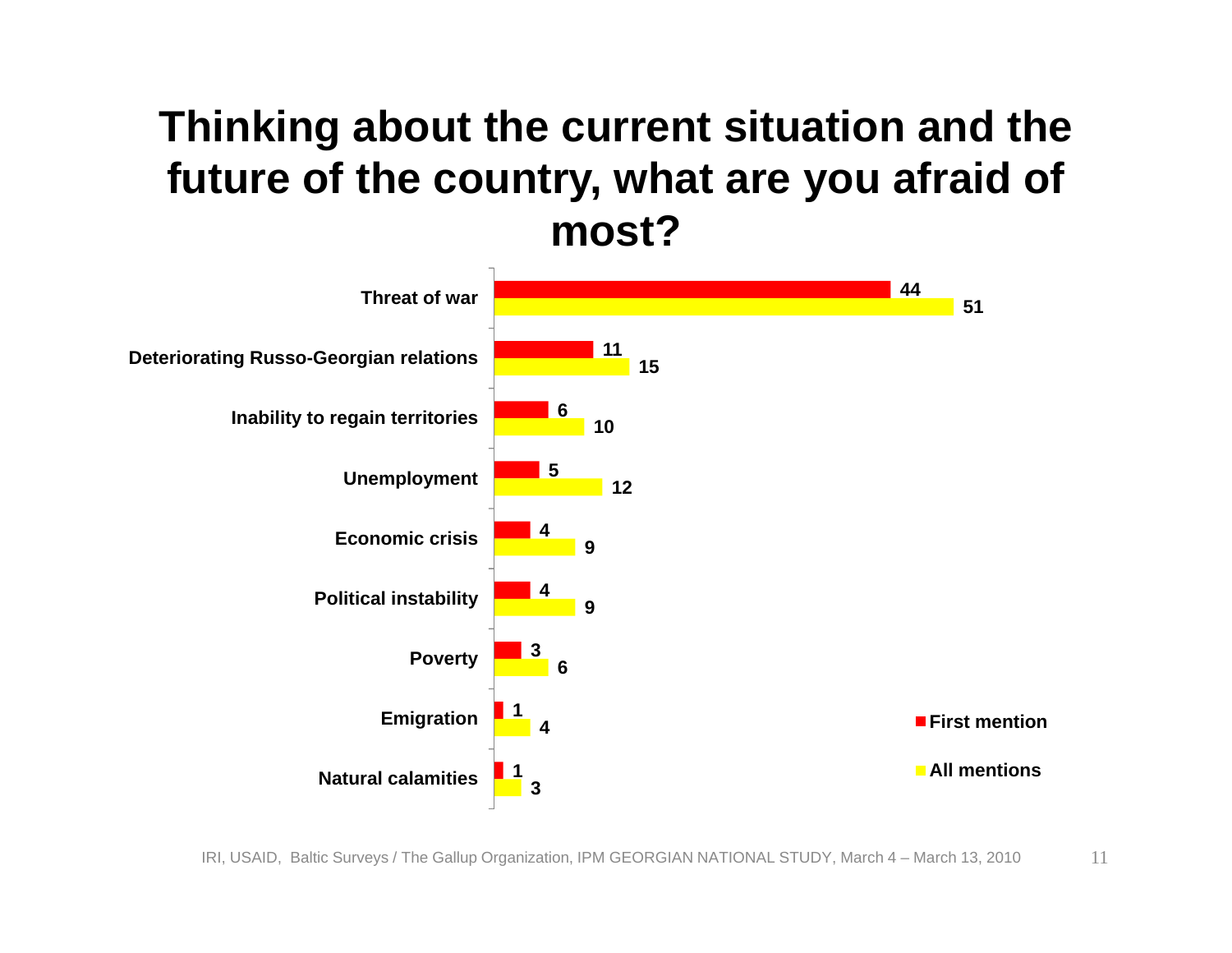# Thinking about the current situation and the future of the country, what are you afraid of most?

| | First mention | All mentions |
|---|---|---|
| Threat of war | 44 | 51 |
| Deteriorating Russo-Georgian relations | 11 | 15 |
| Inability to regain territories | 6 | 10 |
| Unemployment | 5 | 12 |
| Economic crisis | 4 | 9 |
| Political instability | 4 | 9 |
| Poverty | 3 | 6 |
| Emigration | 1 | 4 |
| Natural calamities | 1 | 3 |

IRI, USAID, Baltic Surveys / The Gallup Organization, IPM GEORGIAN NATIONAL STUDY, March 4 – March 13, 2010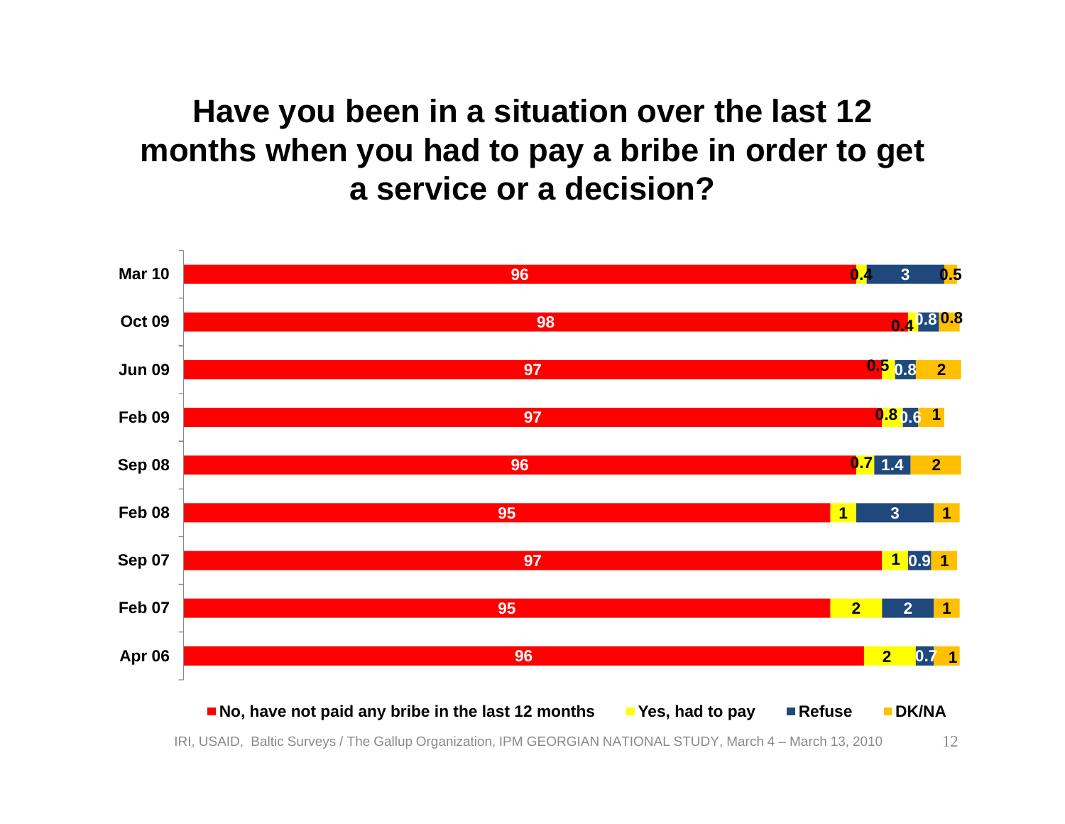# Have you been in a situation over the last 12 months when you had to pay a bribe in order to get a service or a decision?

| | No, have not paid any bribe in the last 12 months | Yes, had to pay | Refuse | DK/NA |
|---|---|---|---|---|
| Mar 10 | 96 | 0.4 | 3 | 0.5 |
| Oct 09 | 98 | 0.4 | 0.8 | 0.8 |
| Jun 09 | 97 | 0.5 | 0.8 | 2 |
| Feb 09 | 97 | 0.8 | 0.6 | 1 |
| Sep 08 | 96 | 0.7 | 1.4 | 2 |
| Feb 08 | 95 | 1 | 3 | 1 |
| Sep 07 | 97 | 1 | 0.9 | 1 |
| Feb 07 | 95 | 2 | 2 | 1 |
| Apr 06 | 96 | 2 | 0.7 | 1 |

IRI, USAID, Baltic Surveys / The Gallup Organization, IPM GEORGIAN NATIONAL STUDY, March 4 – March 13, 2010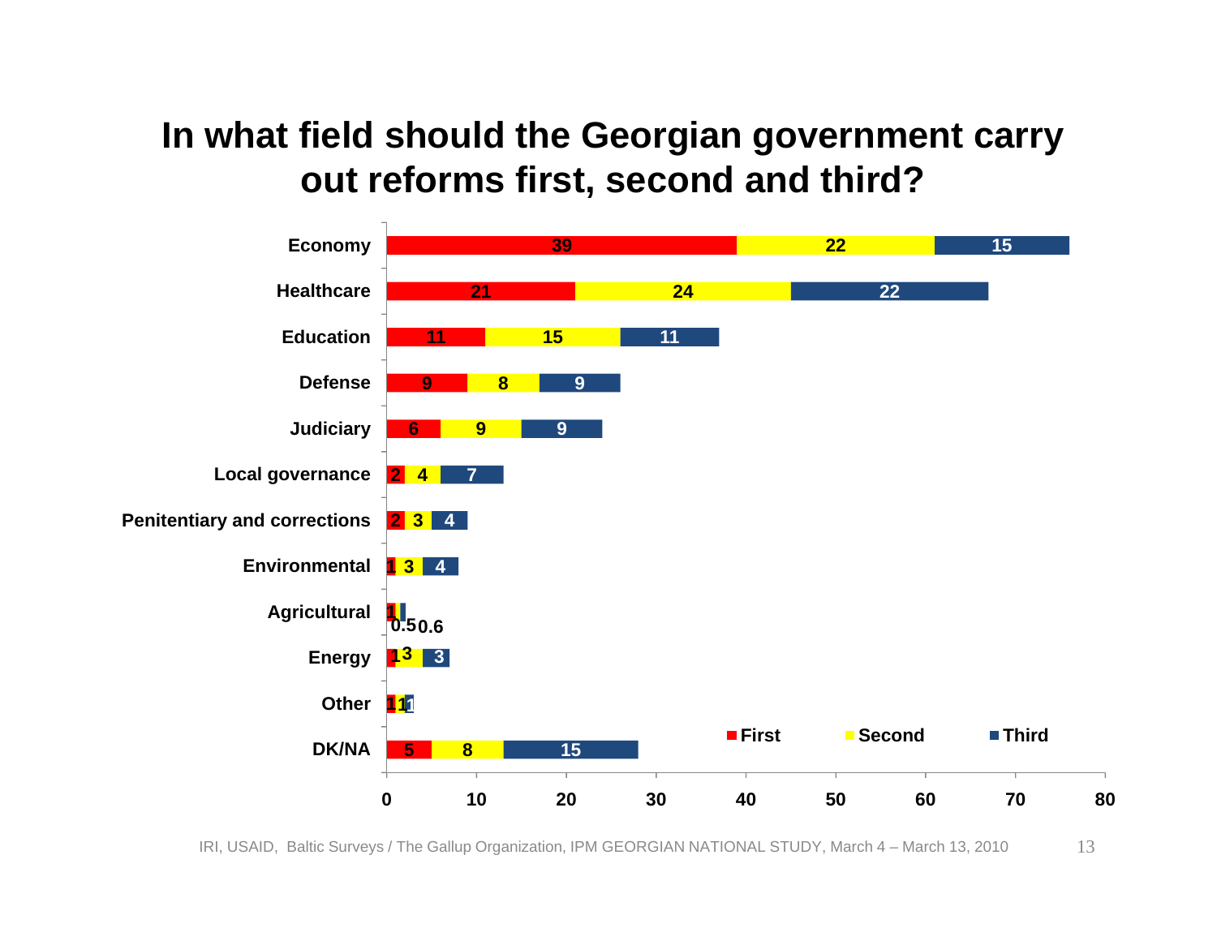# In what field should the Georgian government carry out reforms first, second and third?

| Field | First | Second | Third |
|---|---|---|---|
| Economy | 39 | 22 | 15 |
| Healthcare | 21 | 24 | 22 |
| Education | 11 | 15 | 11 |
| Defense | 9 | 8 | 9 |
| Judiciary | 6 | 9 | 9 |
| Local governance | 2 | 4 | 7 |
| Penitentiary and corrections | 2 | 3 | 4 |
| Environmental | 1 | 3 | 4 |
| Agricultural | 1 | 0.5 | 0.6 |
| Energy | 1 | 3 | 3 |
| Other | 1 | 1 | 1 |
| DK/NA | 5 | 8 | 15 |

IRI, USAID, Baltic Surveys / The Gallup Organization, IPM GEORGIAN NATIONAL STUDY, March 4 – March 13, 2010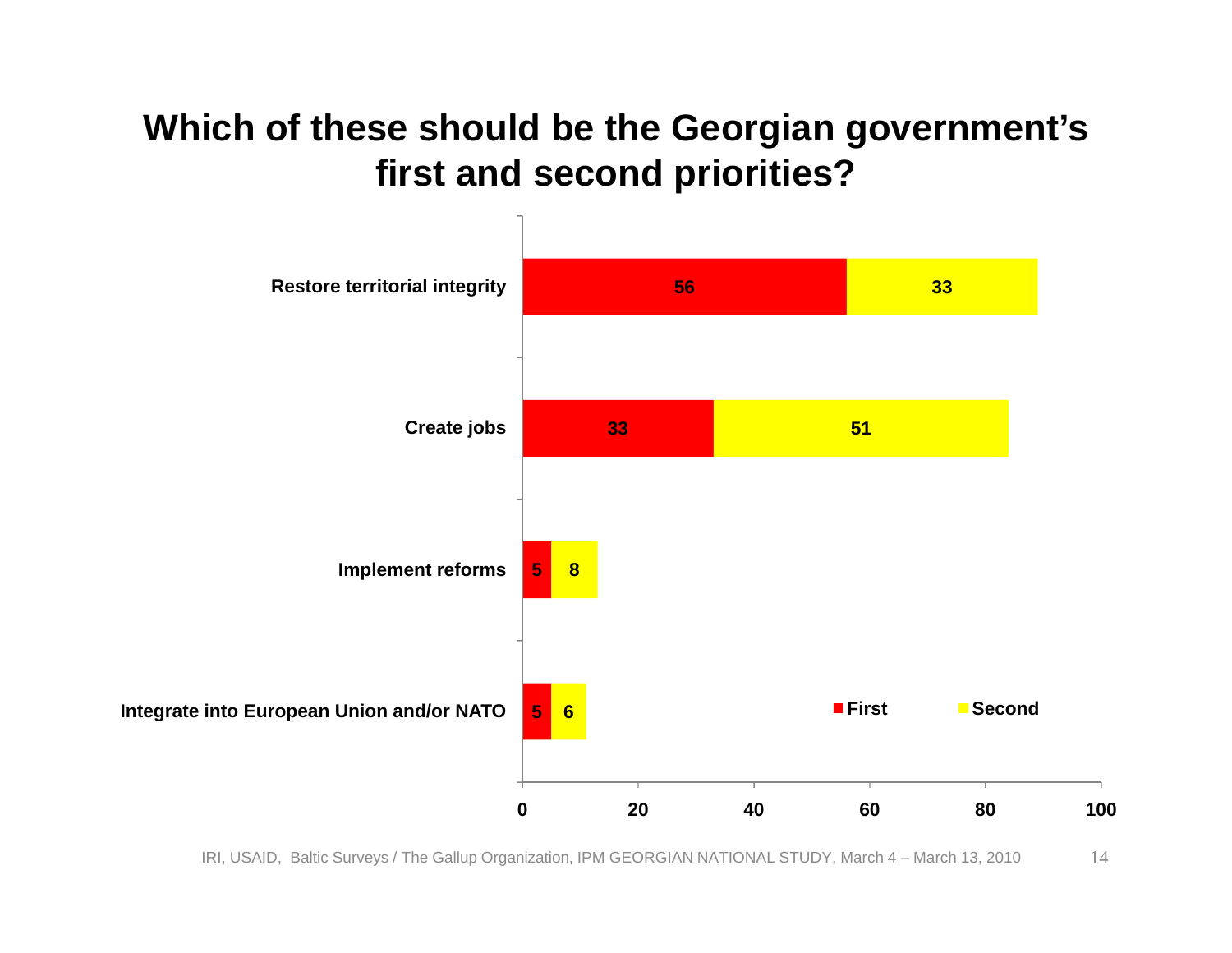# Which of these should be the Georgian government's first and second priorities?

| | First | Second |
|---|---|---|
| Restore territorial integrity | 56 | 33 |
| Create jobs | 33 | 51 |
| Implement reforms | 5 | 8 |
| Integrate into European Union and/or NATO | 5 | 6 |

IRI, USAID, Baltic Surveys / The Gallup Organization, IPM GEORGIAN NATIONAL STUDY, March 4 – March 13, 2010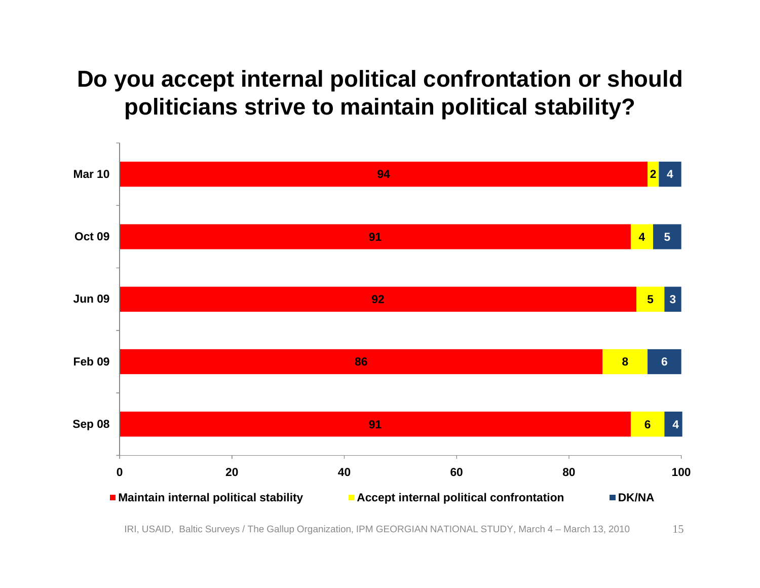# Do you accept internal political confrontation or should politicians strive to maintain political stability?

| | Maintain internal political stability | Accept internal political confrontation | DK/NA |
|---|---|---|---|
| Mar 10 | 94 | 2 | 4 |
| Oct 09 | 91 | 4 | 5 |
| Jun 09 | 92 | 5 | 3 |
| Feb 09 | 86 | 8 | 6 |
| Sep 08 | 91 | 6 | 4 |

IRI, USAID, Baltic Surveys / The Gallup Organization, IPM GEORGIAN NATIONAL STUDY, March 4 – March 13, 2010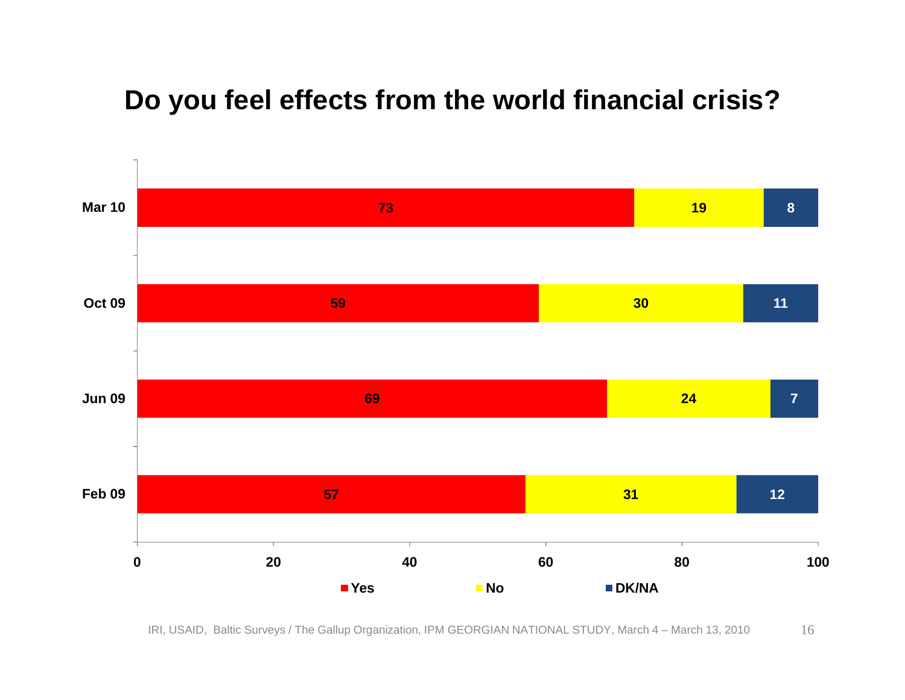# Do you feel effects from the world financial crisis?

| | Yes | No | DK/NA |
|---|---|---|---|
| Mar 10 | 73 | 19 | 8 |
| Oct 09 | 59 | 30 | 11 |
| Jun 09 | 69 | 24 | 7 |
| Feb 09 | 57 | 31 | 12 |

IRI, USAID, Baltic Surveys / The Gallup Organization, IPM GEORGIAN NATIONAL STUDY, March 4 – March 13, 2010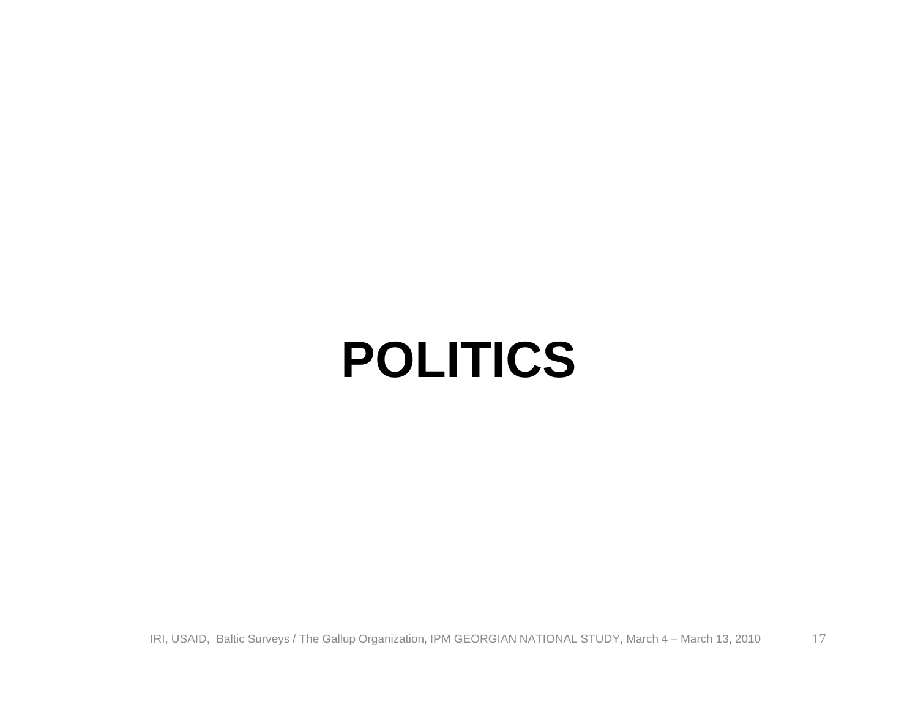# POLITICS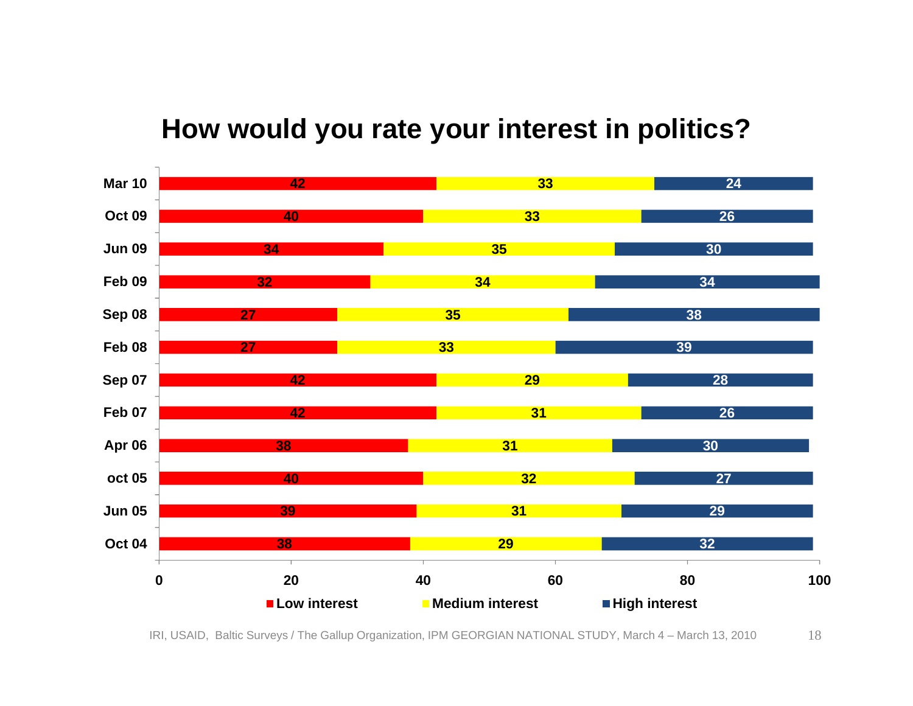# How would you rate your interest in politics?

| | Low interest | Medium interest | High interest |
|---|---|---|---|
| Mar 10 | 42 | 33 | 24 |
| Oct 09 | 40 | 33 | 26 |
| Jun 09 | 34 | 35 | 30 |
| Feb 09 | 32 | 34 | 34 |
| Sep 08 | 27 | 35 | 38 |
| Feb 08 | 27 | 33 | 39 |
| Sep 07 | 42 | 29 | 28 |
| Feb 07 | 42 | 31 | 26 |
| Apr 06 | 38 | 31 | 30 |
| oct 05 | 40 | 32 | 27 |
| Jun 05 | 39 | 31 | 29 |
| Oct 04 | 38 | 29 | 32 |

IRI, USAID, Baltic Surveys / The Gallup Organization, IPM GEORGIAN NATIONAL STUDY, March 4 – March 13, 2010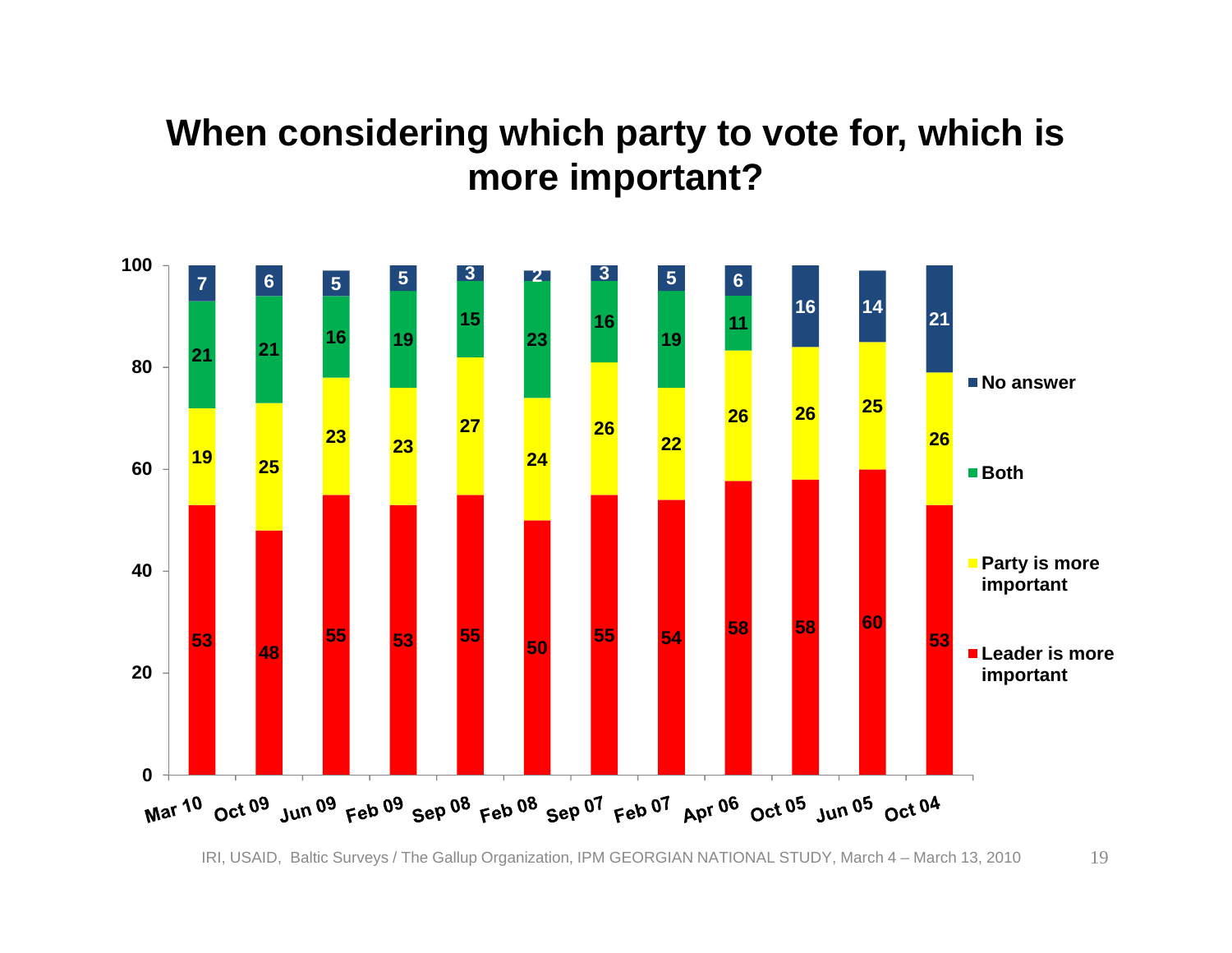# When considering which party to vote for, which is more important?

| | Mar 10 | Oct 09 | Jun 09 | Feb 09 | Sep 08 | Feb 08 | Sep 07 | Feb 07 | Apr 06 | Oct 05 | Jun 05 | Oct 04 |
|---|---|---|---|---|---|---|---|---|---|---|---|---|
| No answer | 7 | 6 | 5 | 5 | 3 | 2 | 3 | 5 | 6 | 16 | 14 | 21 |
| Both | 21 | 21 | 16 | 19 | 15 | 23 | 16 | 19 | 11 | | | |
| Party is more important | 19 | 25 | 23 | 23 | 27 | 24 | 26 | 22 | 26 | 26 | 25 | 26 |
| Leader is more important | 53 | 48 | 55 | 53 | 55 | 50 | 55 | 54 | 58 | 58 | 60 | 53 |

IRI, USAID, Baltic Surveys / The Gallup Organization, IPM GEORGIAN NATIONAL STUDY, March 4 – March 13, 2010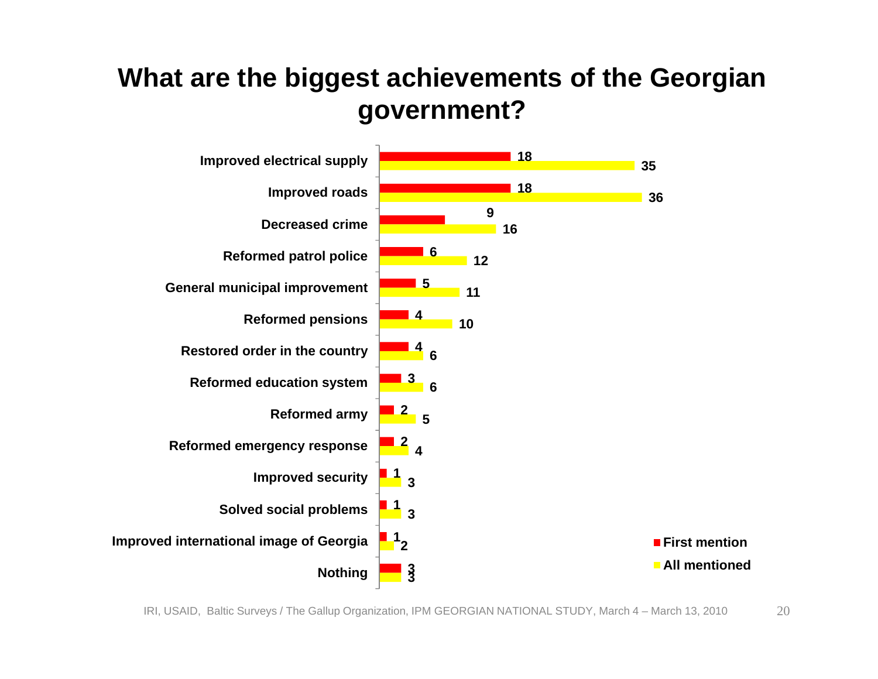# What are the biggest achievements of the Georgian government?

| | First mention | All mentioned |
|---|---|---|
| Improved electrical supply | 18 | 35 |
| Improved roads | 18 | 36 |
| Decreased crime | 9 | 16 |
| Reformed patrol police | 6 | 12 |
| General municipal improvement | 5 | 11 |
| Reformed pensions | 4 | 10 |
| Restored order in the country | 4 | 6 |
| Reformed education system | 3 | 6 |
| Reformed army | 2 | 5 |
| Reformed emergency response | 2 | 4 |
| Improved security | 1 | 3 |
| Solved social problems | 1 | 3 |
| Improved international image of Georgia | 1 | 2 |
| Nothing | 3 | 3 |

IRI, USAID, Baltic Surveys / The Gallup Organization, IPM GEORGIAN NATIONAL STUDY, March 4 – March 13, 2010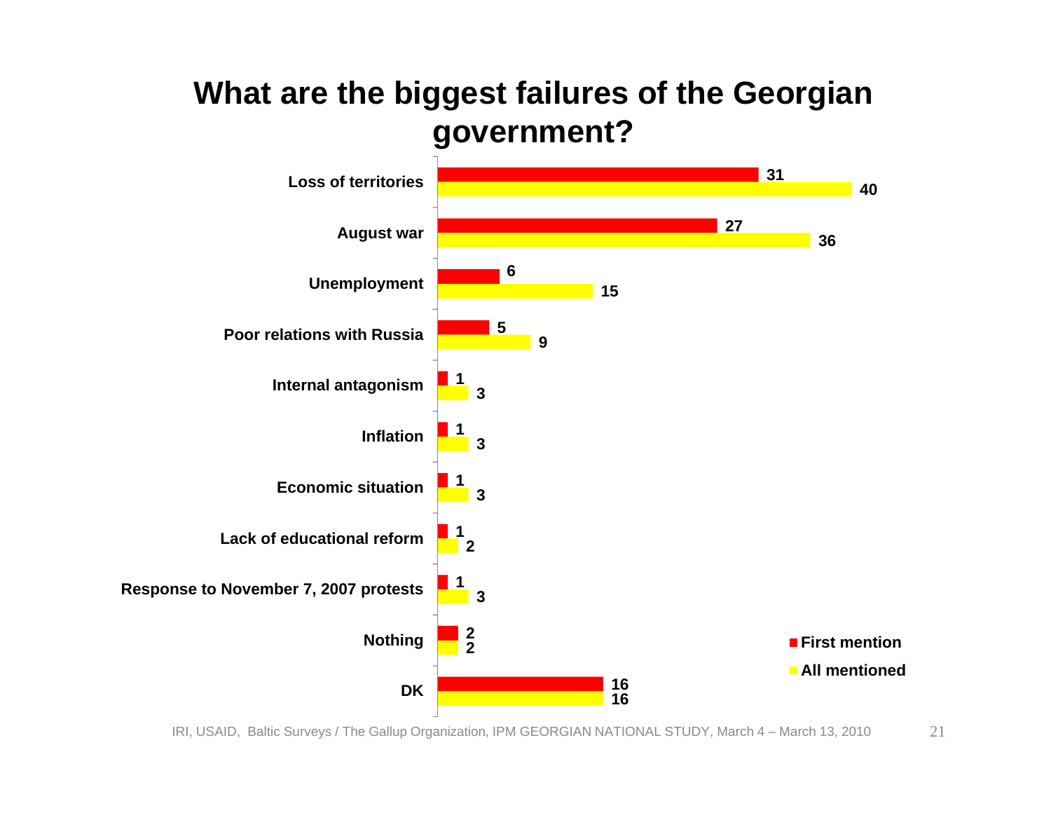# What are the biggest failures of the Georgian government?

| | First mention | All mentioned |
|---|---|---|
| Loss of territories | 31 | 40 |
| August war | 27 | 36 |
| Unemployment | 6 | 15 |
| Poor relations with Russia | 5 | 9 |
| Internal antagonism | 1 | 3 |
| Inflation | 1 | 3 |
| Economic situation | 1 | 3 |
| Lack of educational reform | 1 | 2 |
| Response to November 7, 2007 protests | 1 | 3 |
| Nothing | 2 | 2 |
| DK | 16 | 16 |

IRI, USAID, Baltic Surveys / The Gallup Organization, IPM GEORGIAN NATIONAL STUDY, March 4 – March 13, 2010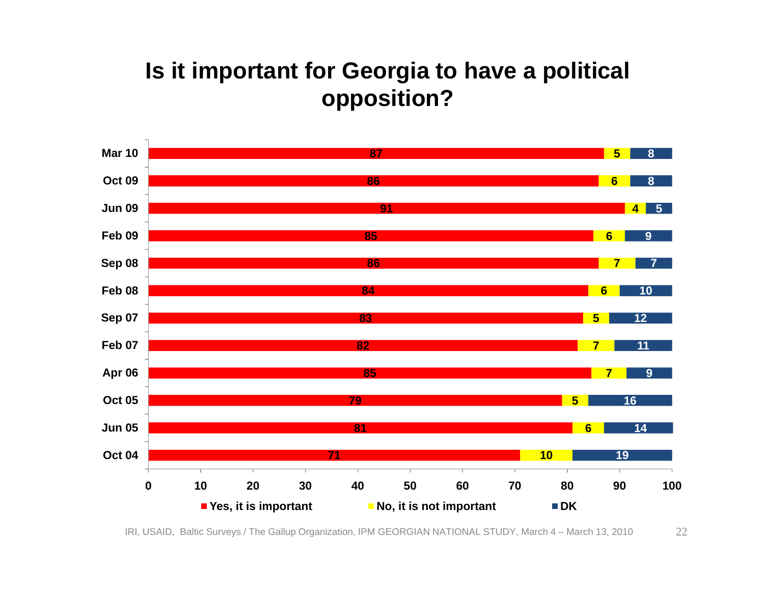# Is it important for Georgia to have a political opposition?

| | Yes, it is important | No, it is not important | DK |
|---|---|---|---|
| Mar 10 | 87 | 5 | 8 |
| Oct 09 | 86 | 6 | 8 |
| Jun 09 | 91 | 4 | 5 |
| Feb 09 | 85 | 6 | 9 |
| Sep 08 | 86 | 7 | 7 |
| Feb 08 | 84 | 6 | 10 |
| Sep 07 | 83 | 5 | 12 |
| Feb 07 | 82 | 7 | 11 |
| Apr 06 | 85 | 7 | 9 |
| Oct 05 | 79 | 5 | 16 |
| Jun 05 | 81 | 6 | 14 |
| Oct 04 | 71 | 10 | 19 |

IRI, USAID, Baltic Surveys / The Gallup Organization, IPM GEORGIAN NATIONAL STUDY, March 4 – March 13, 2010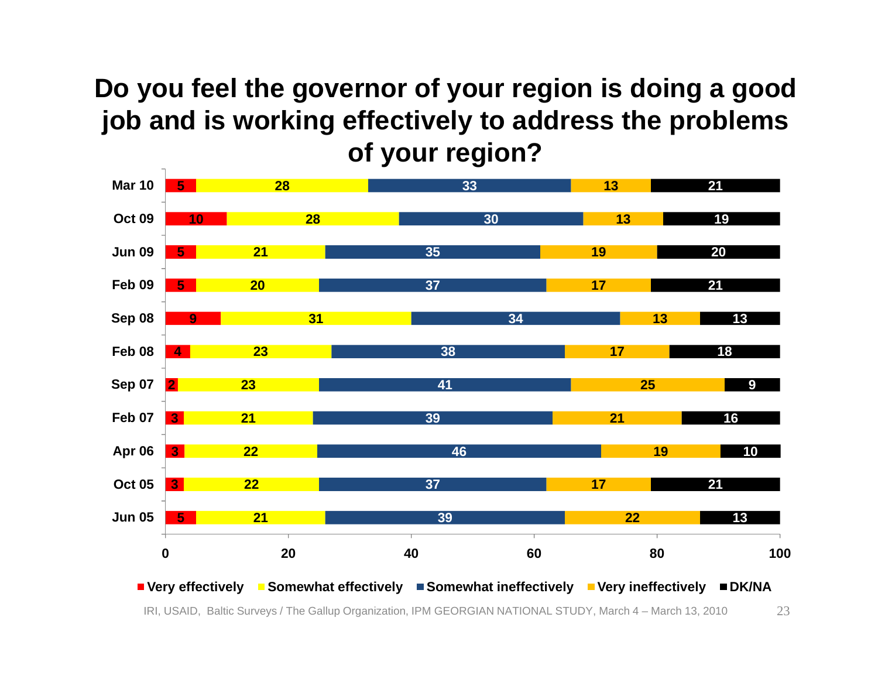# Do you feel the governor of your region is doing a good job and is working effectively to address the problems of your region?

| | Very effectively | Somewhat effectively | Somewhat ineffectively | Very ineffectively | DK/NA |
|---|---|---|---|---|---|
| Mar 10 | 5 | 28 | 33 | 13 | 21 |
| Oct 09 | 10 | 28 | 30 | 13 | 19 |
| Jun 09 | 5 | 21 | 35 | 19 | 20 |
| Feb 09 | 5 | 20 | 37 | 17 | 21 |
| Sep 08 | 9 | 31 | 34 | 13 | 13 |
| Feb 08 | 4 | 23 | 38 | 17 | 18 |
| Sep 07 | 2 | 23 | 41 | 25 | 9 |
| Feb 07 | 3 | 21 | 39 | 21 | 16 |
| Apr 06 | 3 | 22 | 46 | 19 | 10 |
| Oct 05 | 3 | 22 | 37 | 17 | 21 |
| Jun 05 | 5 | 21 | 39 | 22 | 13 |

IRI, USAID, Baltic Surveys / The Gallup Organization, IPM GEORGIAN NATIONAL STUDY, March 4 – March 13, 2010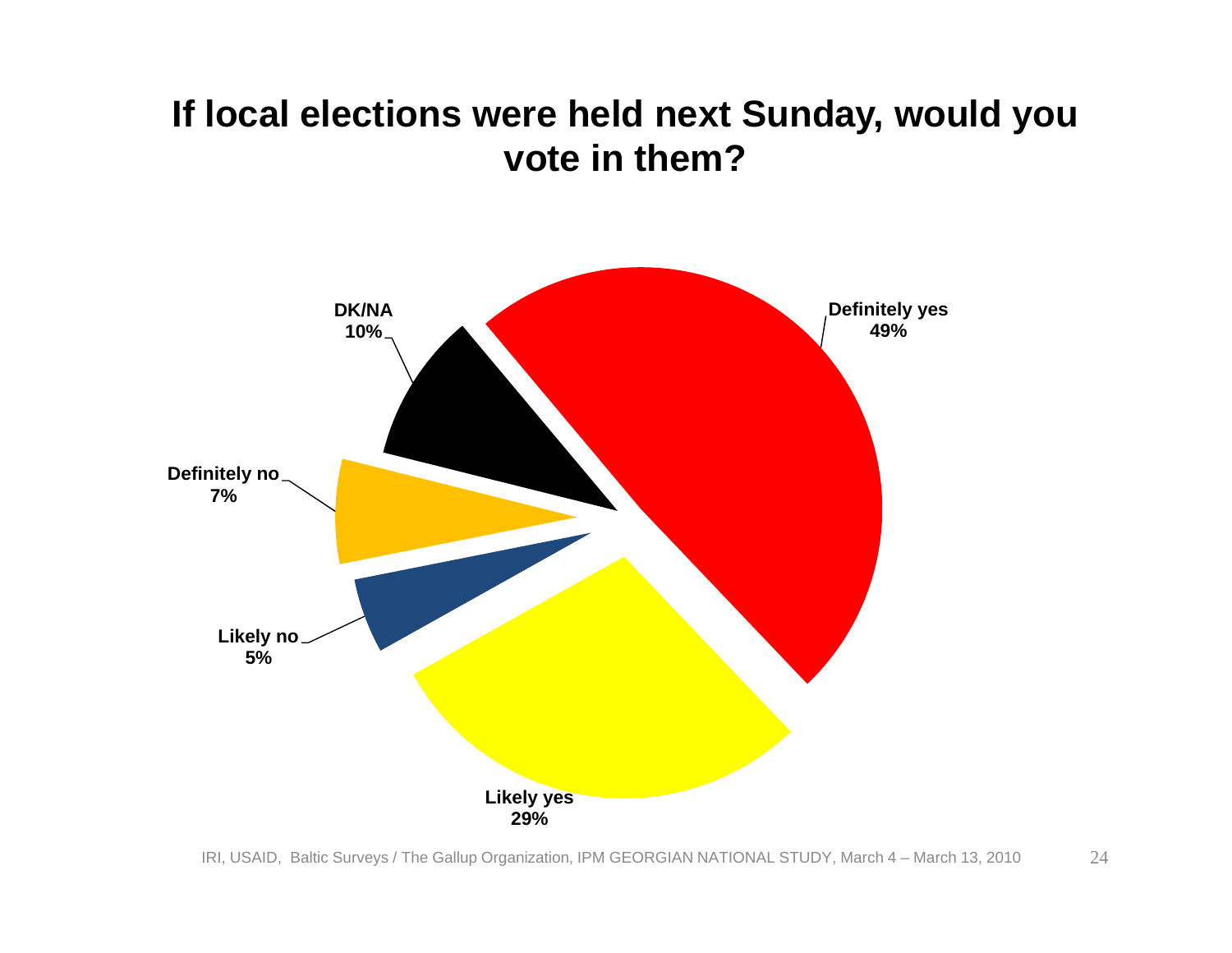# If local elections were held next Sunday, would you vote in them?

| Response | Percentage |
| --- | --- |
| Definitely yes | 49% |
| Likely yes | 29% |
| Likely no | 5% |
| Definitely no | 7% |
| DK/NA | 10% |

IRI, USAID, Baltic Surveys / The Gallup Organization, IPM GEORGIAN NATIONAL STUDY, March 4 – March 13, 2010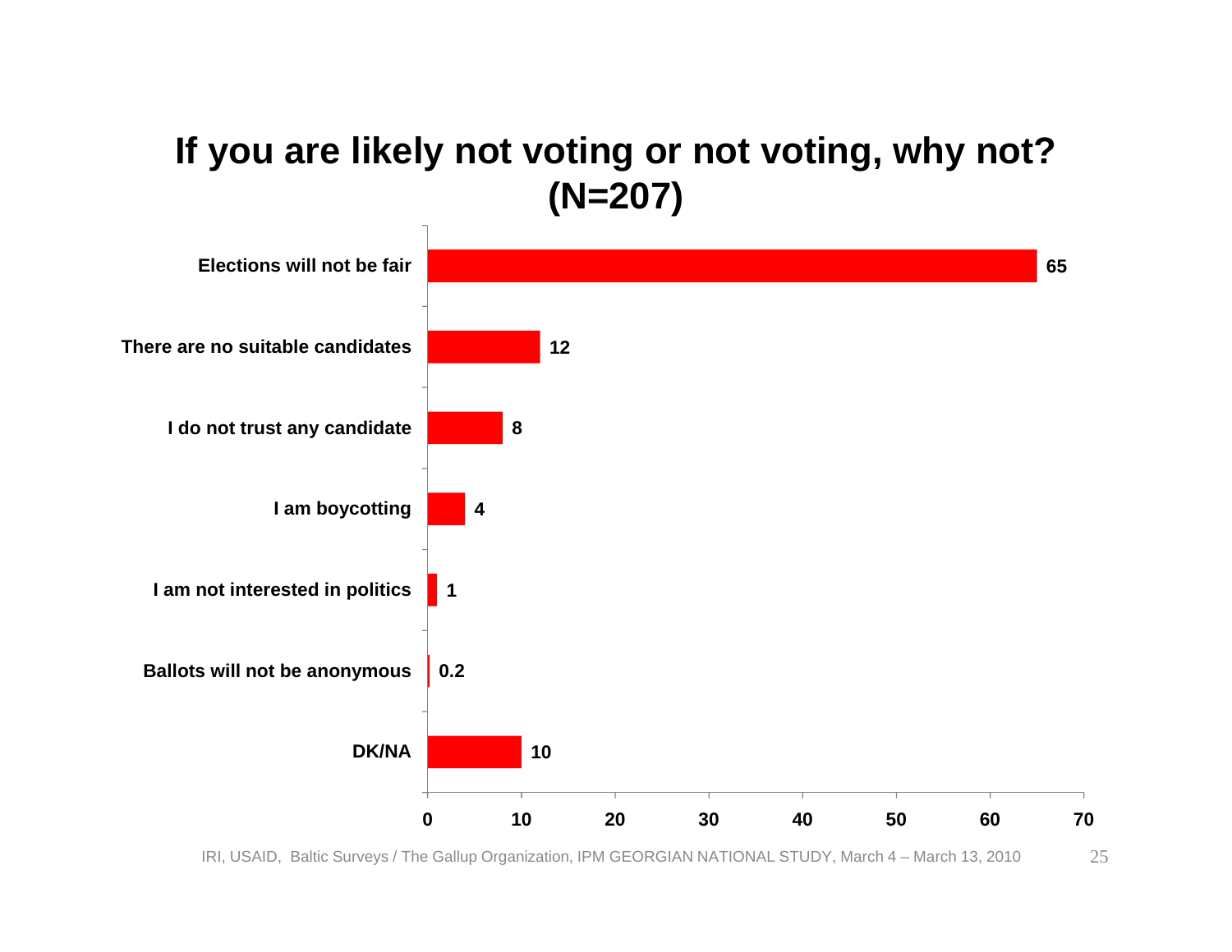# If you are likely not voting or not voting, why not? (N=207)

| Reason | % |
|---|---|
| Elections will not be fair | 65 |
| There are no suitable candidates | 12 |
| I do not trust any candidate | 8 |
| I am boycotting | 4 |
| I am not interested in politics | 1 |
| Ballots will not be anonymous | 0.2 |
| DK/NA | 10 |

IRI, USAID, Baltic Surveys / The Gallup Organization, IPM GEORGIAN NATIONAL STUDY, March 4 – March 13, 2010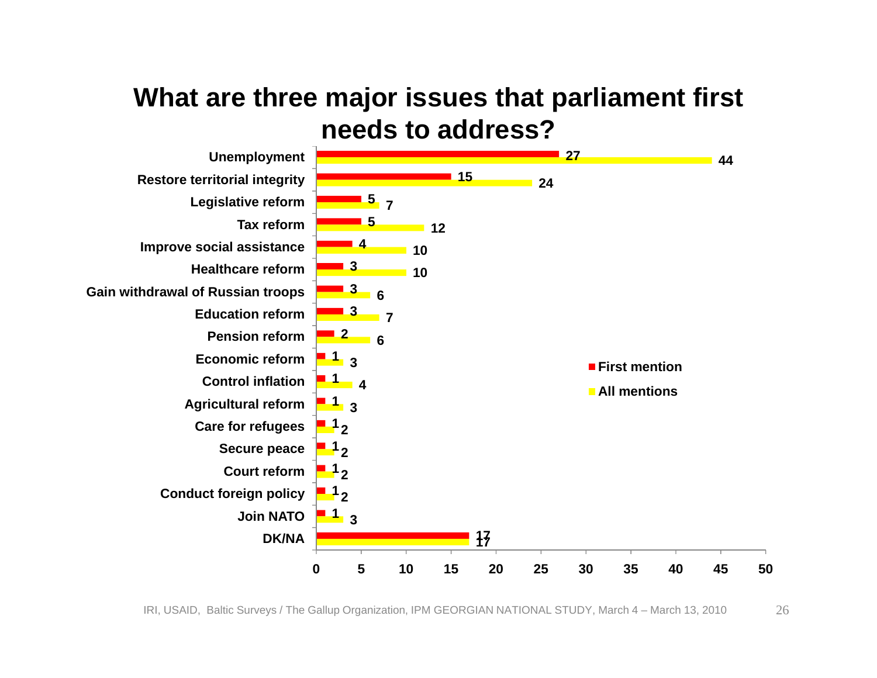# What are three major issues that parliament first needs to address?

| Issue | First mention | All mentions |
|---|---|---|
| Unemployment | 27 | 44 |
| Restore territorial integrity | 15 | 24 |
| Legislative reform | 5 | 7 |
| Tax reform | 5 | 12 |
| Improve social assistance | 4 | 10 |
| Healthcare reform | 3 | 10 |
| Gain withdrawal of Russian troops | 3 | 6 |
| Education reform | 3 | 7 |
| Pension reform | 2 | 6 |
| Economic reform | 1 | 3 |
| Control inflation | 1 | 4 |
| Agricultural reform | 1 | 3 |
| Care for refugees | 1 | 2 |
| Secure peace | 1 | 2 |
| Court reform | 1 | 2 |
| Conduct foreign policy | 1 | 2 |
| Join NATO | 1 | 3 |
| DK/NA | 17 | 17 |

IRI, USAID, Baltic Surveys / The Gallup Organization, IPM GEORGIAN NATIONAL STUDY, March 4 – March 13, 2010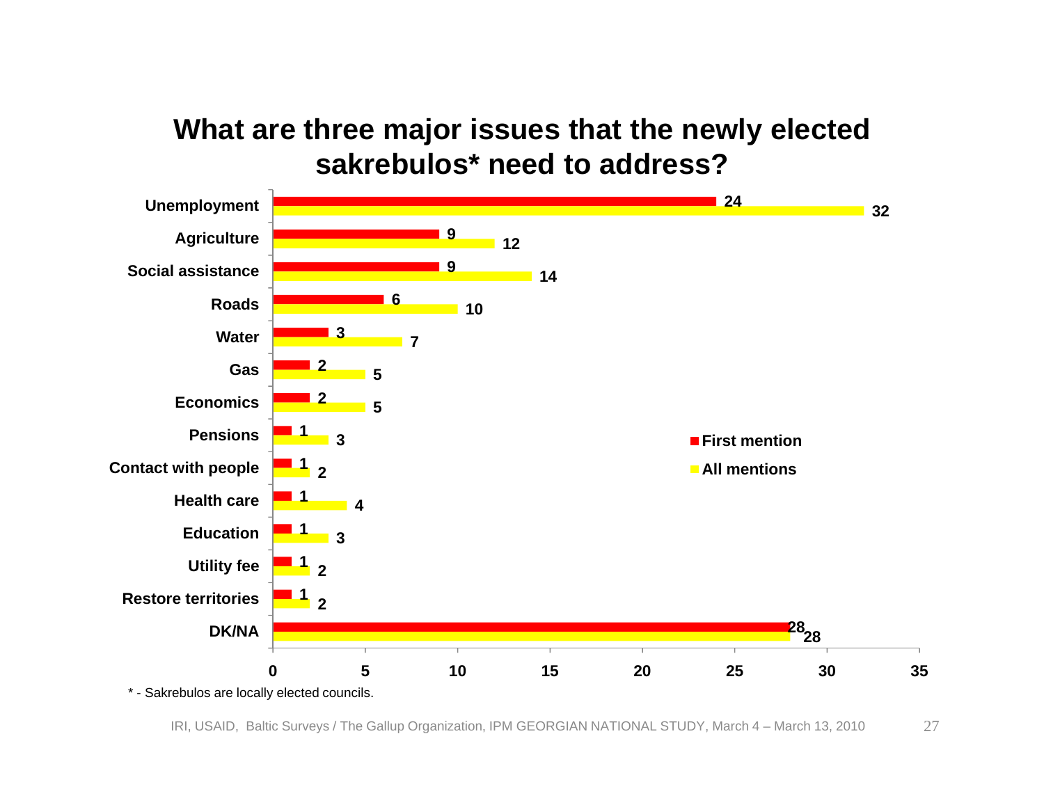# What are three major issues that the newly elected sakrebulos* need to address?

| Issue | First mention | All mentions |
|---|---|---|
| Unemployment | 24 | 32 |
| Agriculture | 9 | 12 |
| Social assistance | 9 | 14 |
| Roads | 6 | 10 |
| Water | 3 | 7 |
| Gas | 2 | 5 |
| Economics | 2 | 5 |
| Pensions | 1 | 3 |
| Contact with people | 1 | 2 |
| Health care | 1 | 4 |
| Education | 1 | 3 |
| Utility fee | 1 | 2 |
| Restore territories | 1 | 2 |
| DK/NA | 28 | 28 |

\* - Sakrebulos are locally elected councils.

IRI, USAID, Baltic Surveys / The Gallup Organization, IPM GEORGIAN NATIONAL STUDY, March 4 – March 13, 2010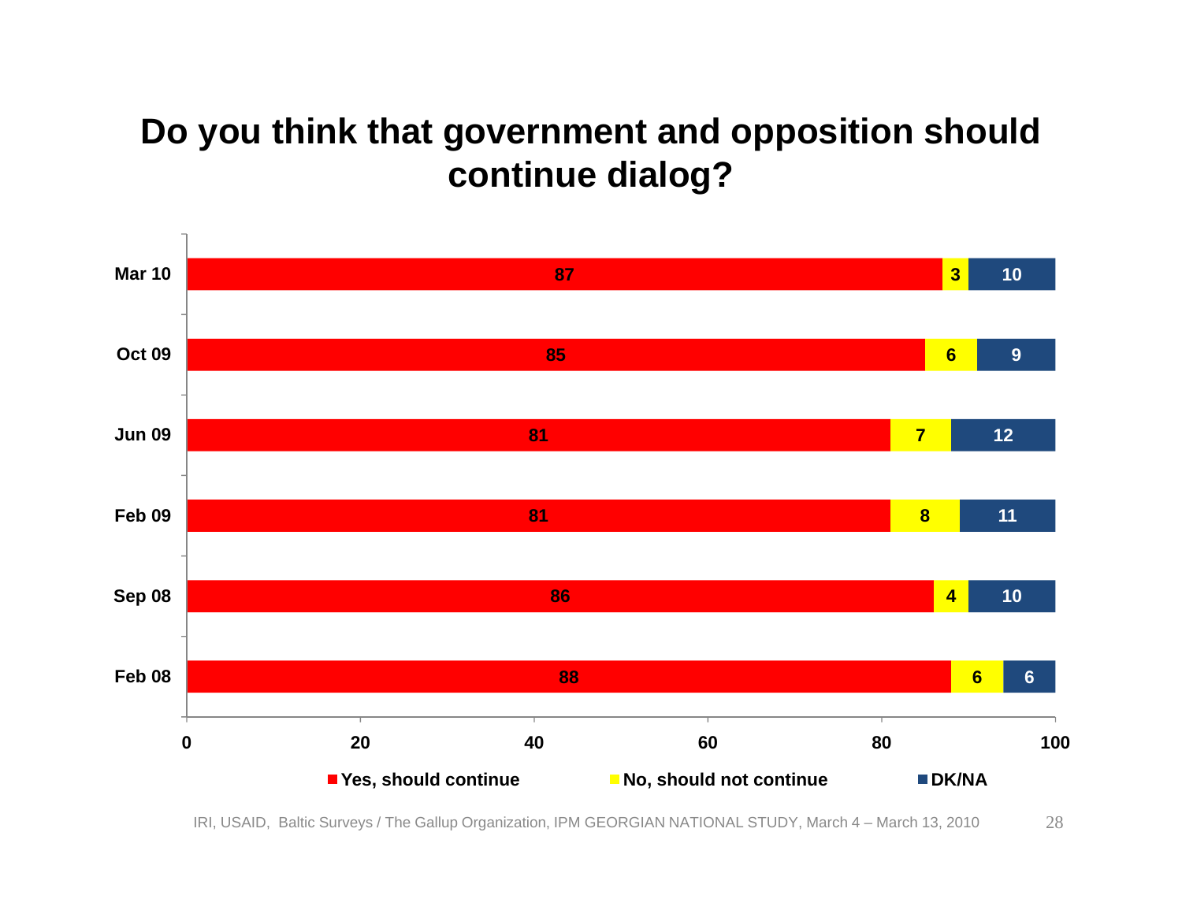# Do you think that government and opposition should continue dialog?

| | Yes, should continue | No, should not continue | DK/NA |
|---|---|---|---|
| Mar 10 | 87 | 3 | 10 |
| Oct 09 | 85 | 6 | 9 |
| Jun 09 | 81 | 7 | 12 |
| Feb 09 | 81 | 8 | 11 |
| Sep 08 | 86 | 4 | 10 |
| Feb 08 | 88 | 6 | 6 |

IRI, USAID, Baltic Surveys / The Gallup Organization, IPM GEORGIAN NATIONAL STUDY, March 4 – March 13, 2010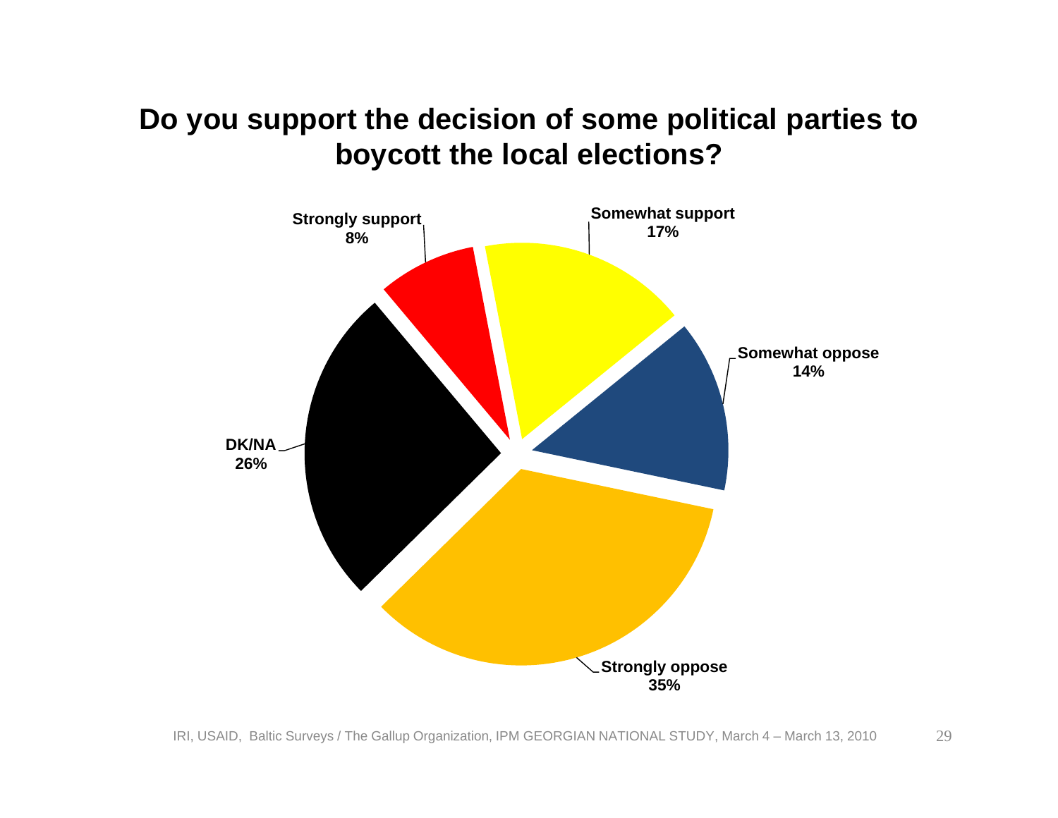# Do you support the decision of some political parties to boycott the local elections?

| Response | Percentage |
| --- | --- |
| Strongly support | 8% |
| Somewhat support | 17% |
| Somewhat oppose | 14% |
| Strongly oppose | 35% |
| DK/NA | 26% |

IRI, USAID, Baltic Surveys / The Gallup Organization, IPM GEORGIAN NATIONAL STUDY, March 4 – March 13, 2010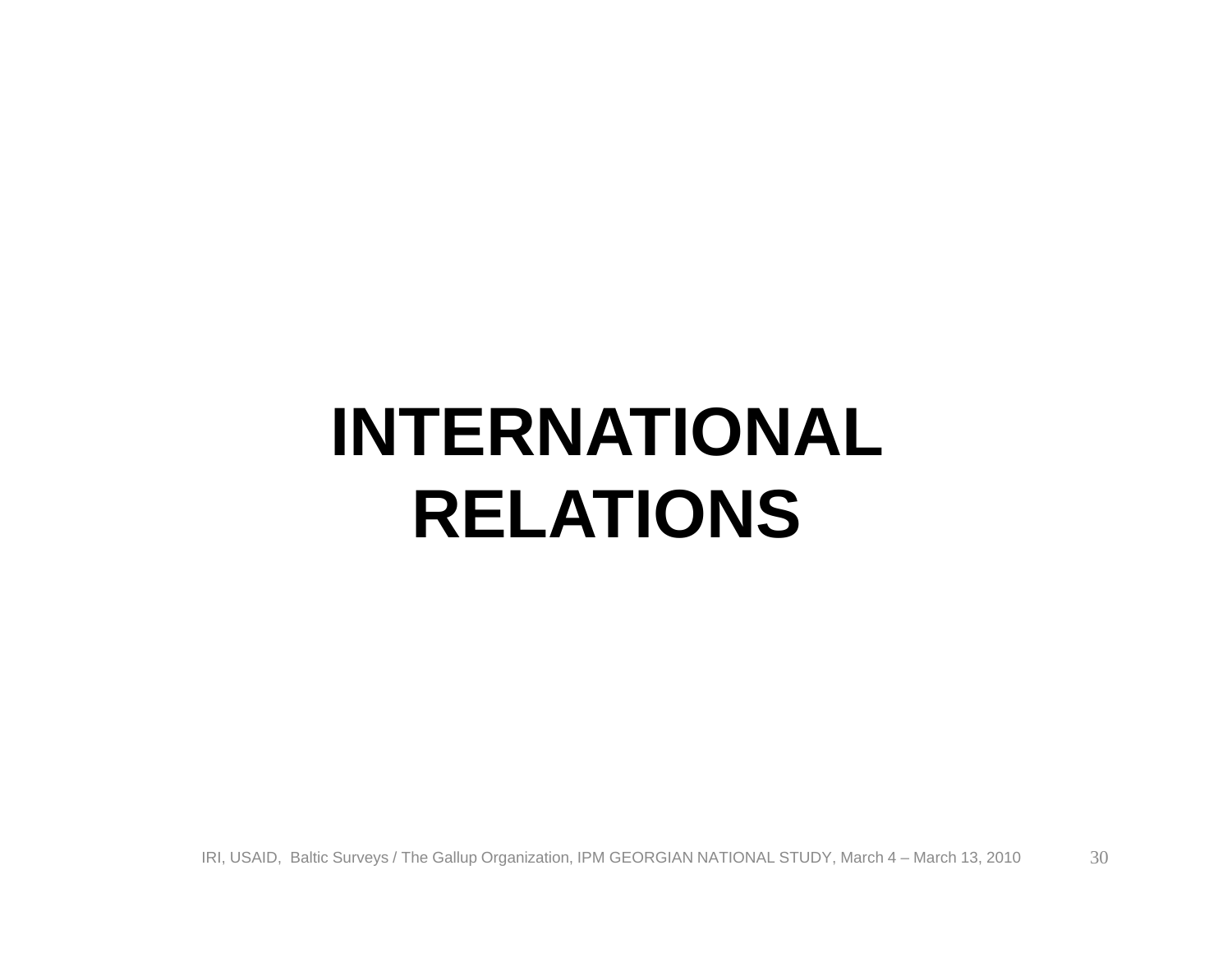# INTERNATIONAL RELATIONS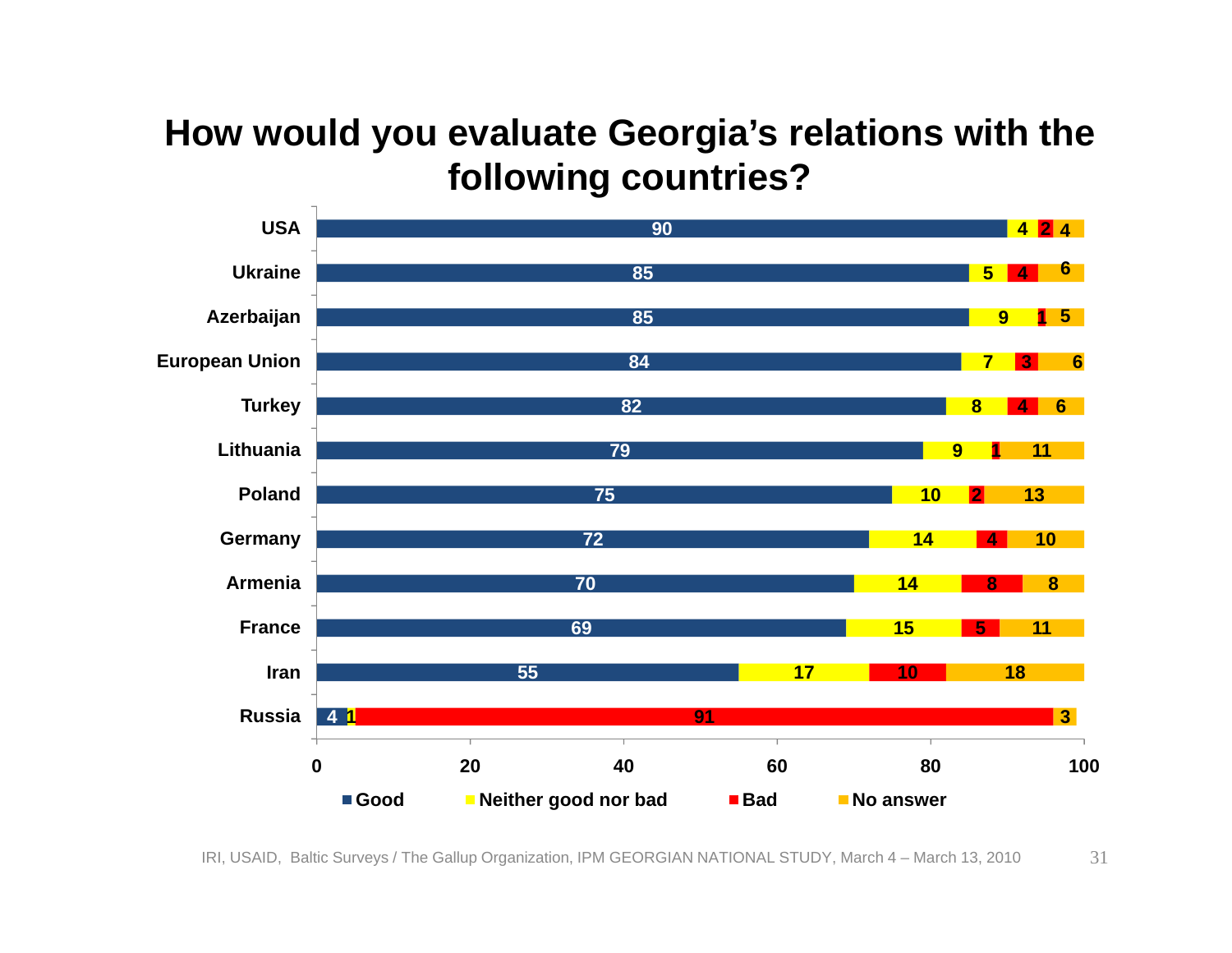# How would you evaluate Georgia's relations with the following countries?

| Country | Good | Neither good nor bad | Bad | No answer |
|---|---|---|---|---|
| USA | 90 | 4 | 2 | 4 |
| Ukraine | 85 | 5 | 4 | 6 |
| Azerbaijan | 85 | 9 | 1 | 5 |
| European Union | 84 | 7 | 3 | 6 |
| Turkey | 82 | 8 | 4 | 6 |
| Lithuania | 79 | 9 | 1 | 11 |
| Poland | 75 | 10 | 2 | 13 |
| Germany | 72 | 14 | 4 | 10 |
| Armenia | 70 | 14 | 8 | 8 |
| France | 69 | 15 | 5 | 11 |
| Iran | 55 | 17 | 10 | 18 |
| Russia | 4 | 1 | 91 | 3 |

IRI, USAID, Baltic Surveys / The Gallup Organization, IPM GEORGIAN NATIONAL STUDY, March 4 – March 13, 2010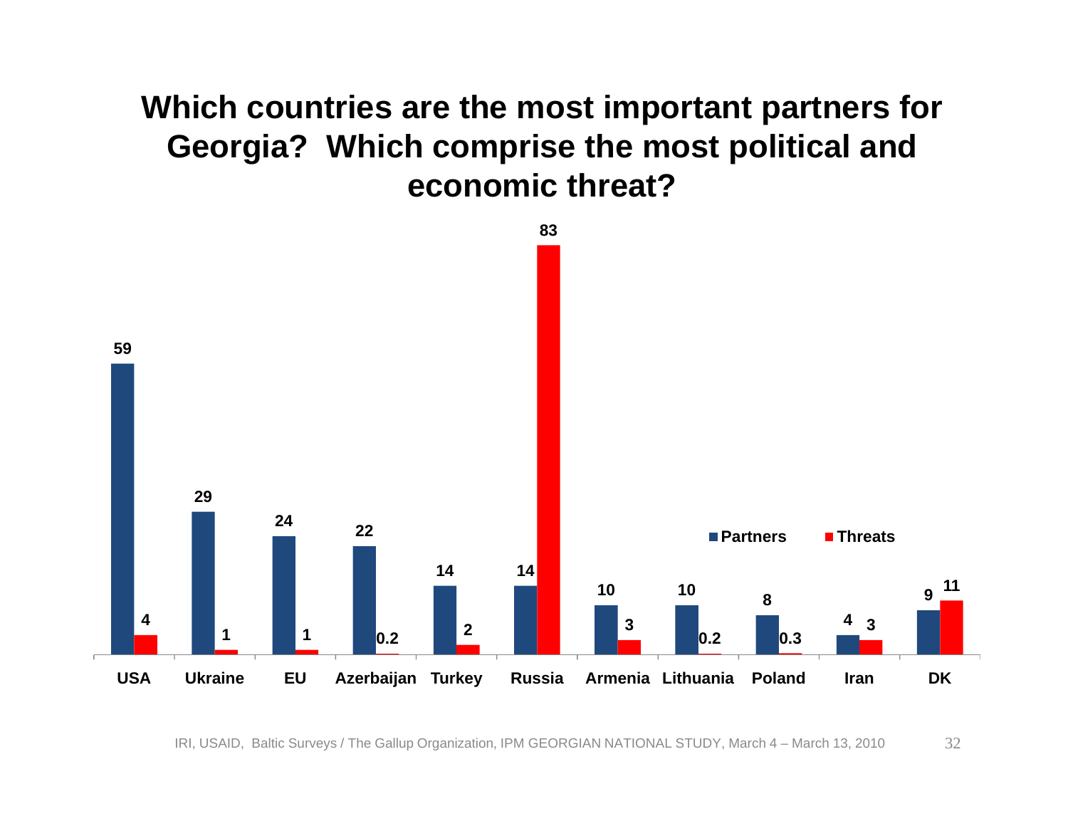# Which countries are the most important partners for Georgia? Which comprise the most political and economic threat?

| | USA | Ukraine | EU | Azerbaijan | Turkey | Russia | Armenia | Lithuania | Poland | Iran | DK |
|---|---|---|---|---|---|---|---|---|---|---|---|
| Partners | 59 | 29 | 24 | 22 | 14 | 14 | 10 | 10 | 8 | 4 | 9 |
| Threats | 4 | 1 | 1 | 0.2 | 2 | 83 | 3 | 0.2 | 0.3 | 3 | 11 |

IRI, USAID, Baltic Surveys / The Gallup Organization, IPM GEORGIAN NATIONAL STUDY, March 4 – March 13, 2010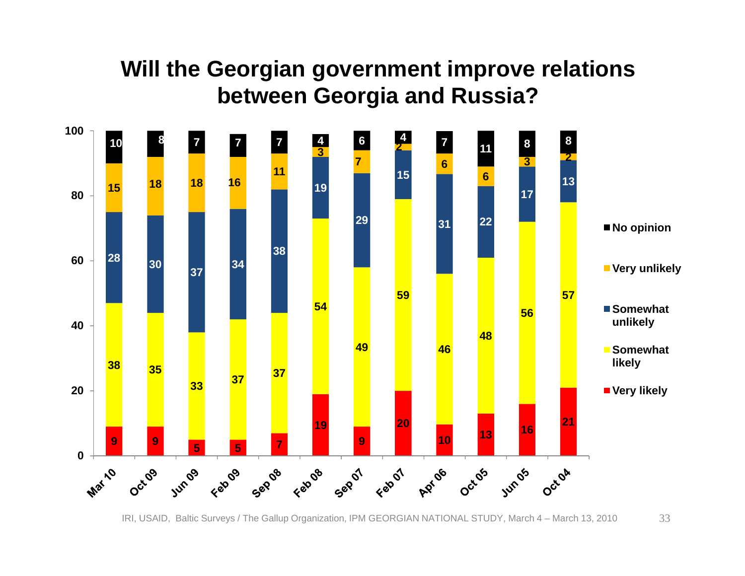# Will the Georgian government improve relations between Georgia and Russia?

| | Mar 10 | Oct 09 | Jun 09 | Feb 09 | Sep 08 | Feb 08 | Sep 07 | Feb 07 | Apr 06 | Oct 05 | Jun 05 | Oct 04 |
|---|---|---|---|---|---|---|---|---|---|---|---|---|
| No opinion | 10 | 8 | 7 | 7 | 7 | 4 | 6 | 4 | 7 | 11 | 8 | 8 |
| Very unlikely | 15 | 18 | 18 | 16 | 11 | 3 | 7 | 2 | 6 | 6 | 3 | 2 |
| Somewhat unlikely | 28 | 30 | 37 | 34 | 38 | 19 | 29 | 15 | 31 | 22 | 17 | 13 |
| Somewhat likely | 38 | 35 | 33 | 37 | 37 | 54 | 49 | 59 | 46 | 48 | 56 | 57 |
| Very likely | 9 | 9 | 5 | 5 | 7 | 19 | 9 | 20 | 10 | 13 | 16 | 21 |

IRI, USAID, Baltic Surveys / The Gallup Organization, IPM GEORGIAN NATIONAL STUDY, March 4 – March 13, 2010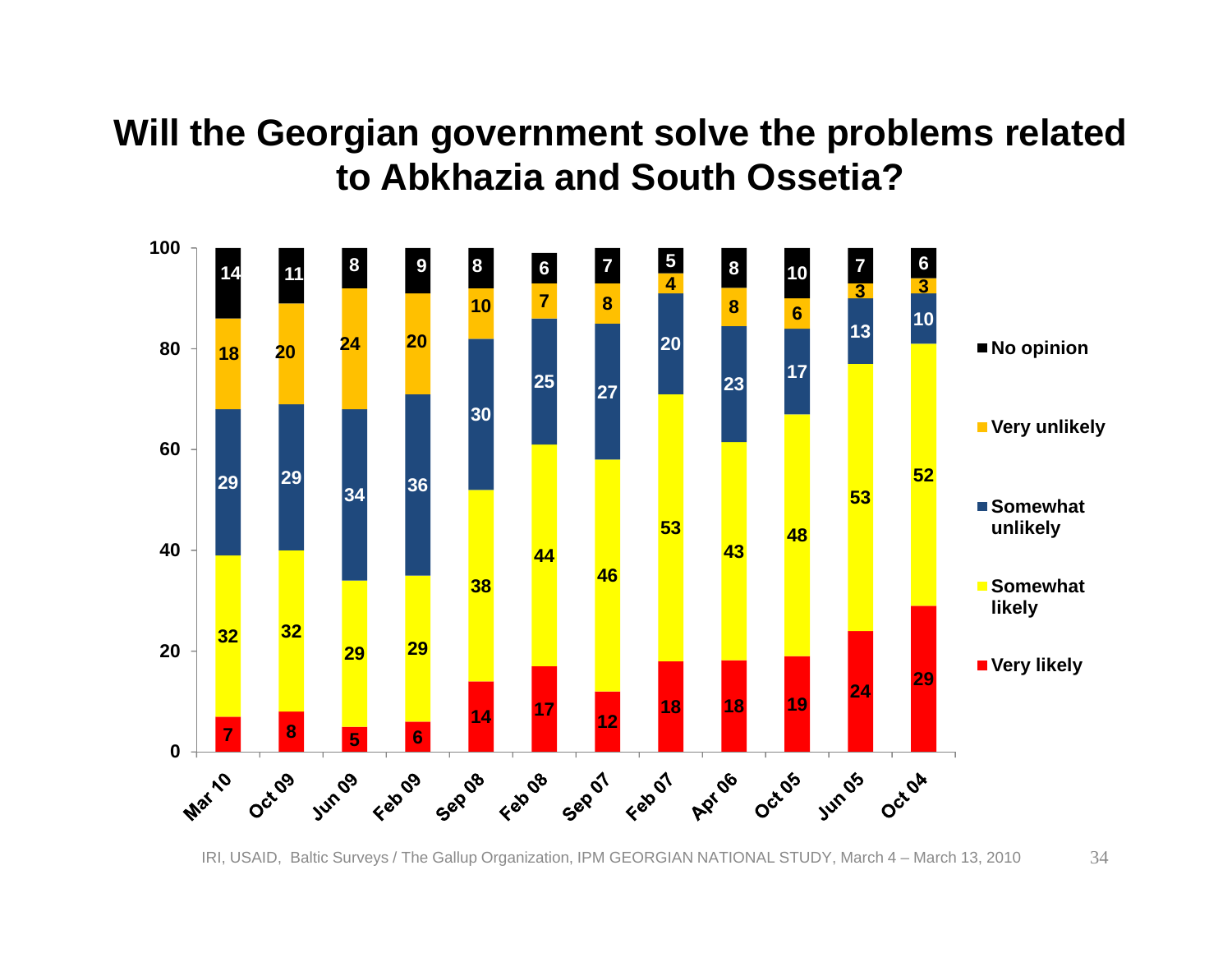# Will the Georgian government solve the problems related to Abkhazia and South Ossetia?

| | Mar 10 | Oct 09 | Jun 09 | Feb 09 | Sep 08 | Feb 08 | Sep 07 | Feb 07 | Apr 06 | Oct 05 | Jun 05 | Oct 04 |
|---|---|---|---|---|---|---|---|---|---|---|---|---|
| No opinion | 14 | 11 | 8 | 9 | 8 | 6 | 7 | 5 | 8 | 10 | 7 | 6 |
| Very unlikely | 18 | 20 | 24 | 20 | 10 | 7 | 8 | 4 | 8 | 6 | 3 | 3 |
| Somewhat unlikely | 29 | 29 | 34 | 36 | 30 | 25 | 27 | 20 | 23 | 17 | 13 | 10 |
| Somewhat likely | 32 | 32 | 29 | 29 | 38 | 44 | 46 | 53 | 43 | 48 | 53 | 52 |
| Very likely | 7 | 8 | 5 | 6 | 14 | 17 | 12 | 18 | 18 | 19 | 24 | 29 |

IRI, USAID, Baltic Surveys / The Gallup Organization, IPM GEORGIAN NATIONAL STUDY, March 4 – March 13, 2010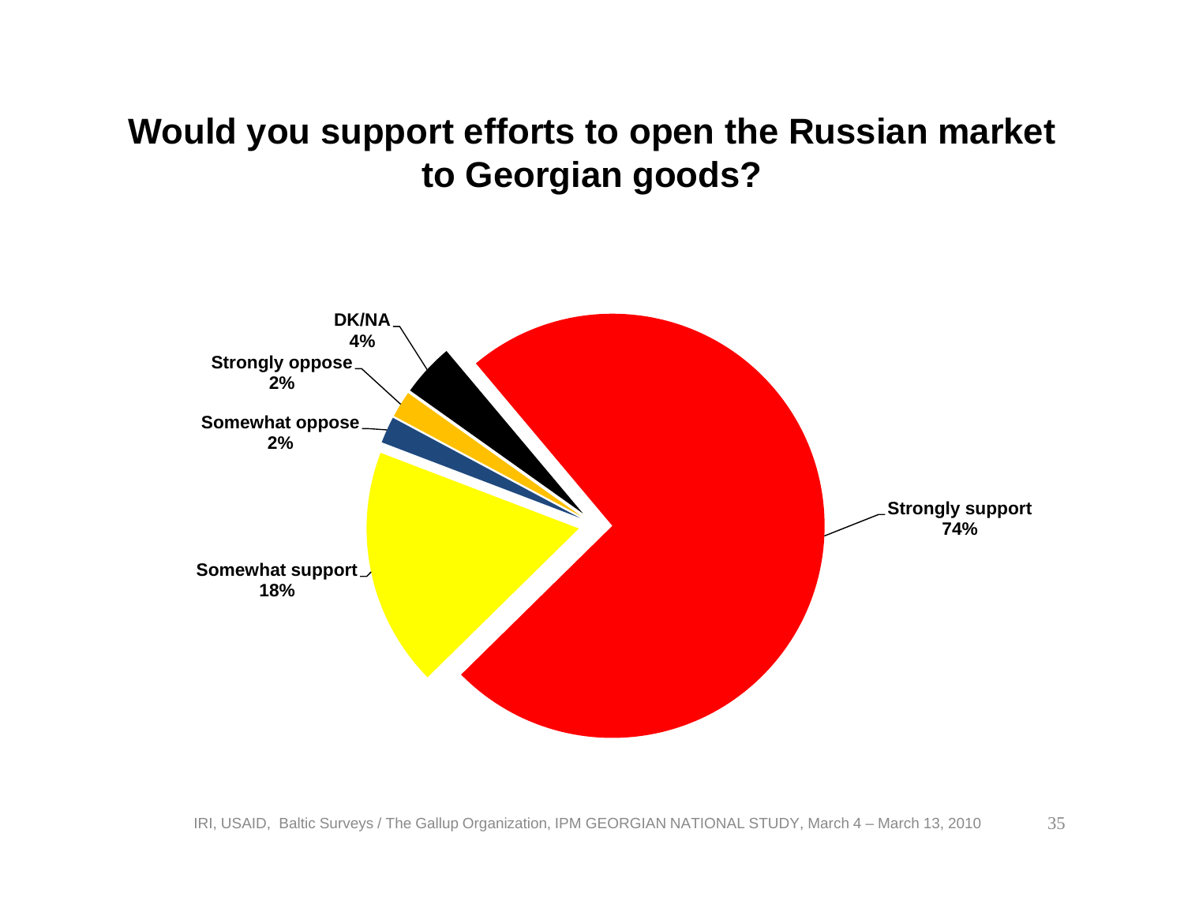# Would you support efforts to open the Russian market to Georgian goods?

| Response | Percentage |
|---|---|
| Strongly support | 74% |
| Somewhat support | 18% |
| Somewhat oppose | 2% |
| Strongly oppose | 2% |
| DK/NA | 4% |

IRI, USAID, Baltic Surveys / The Gallup Organization, IPM GEORGIAN NATIONAL STUDY, March 4 – March 13, 2010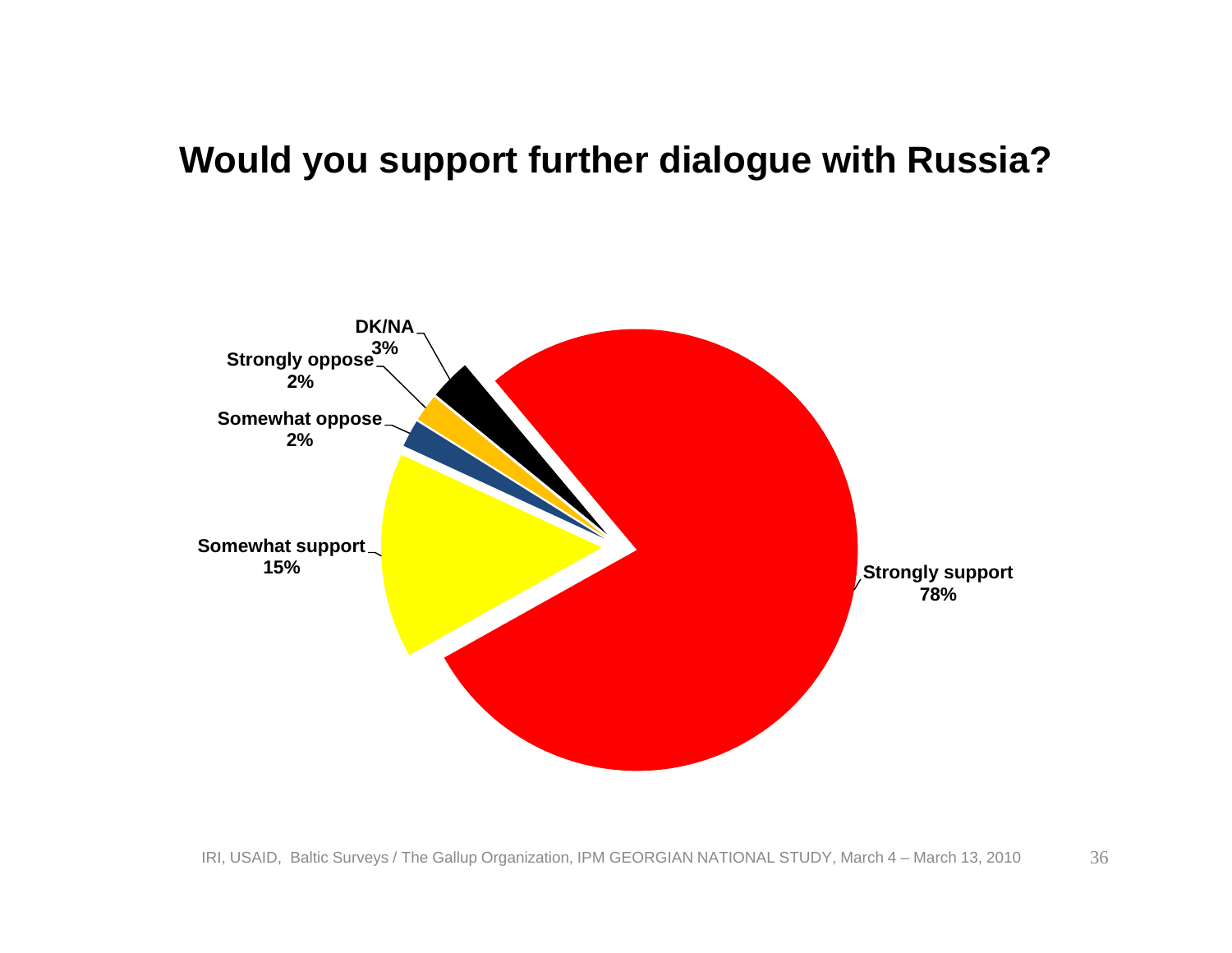# Would you support further dialogue with Russia?

| Response | Percentage |
| --- | --- |
| Strongly support | 78% |
| Somewhat support | 15% |
| Somewhat oppose | 2% |
| Strongly oppose | 2% |
| DK/NA | 3% |

IRI, USAID, Baltic Surveys / The Gallup Organization, IPM GEORGIAN NATIONAL STUDY, March 4 – March 13, 2010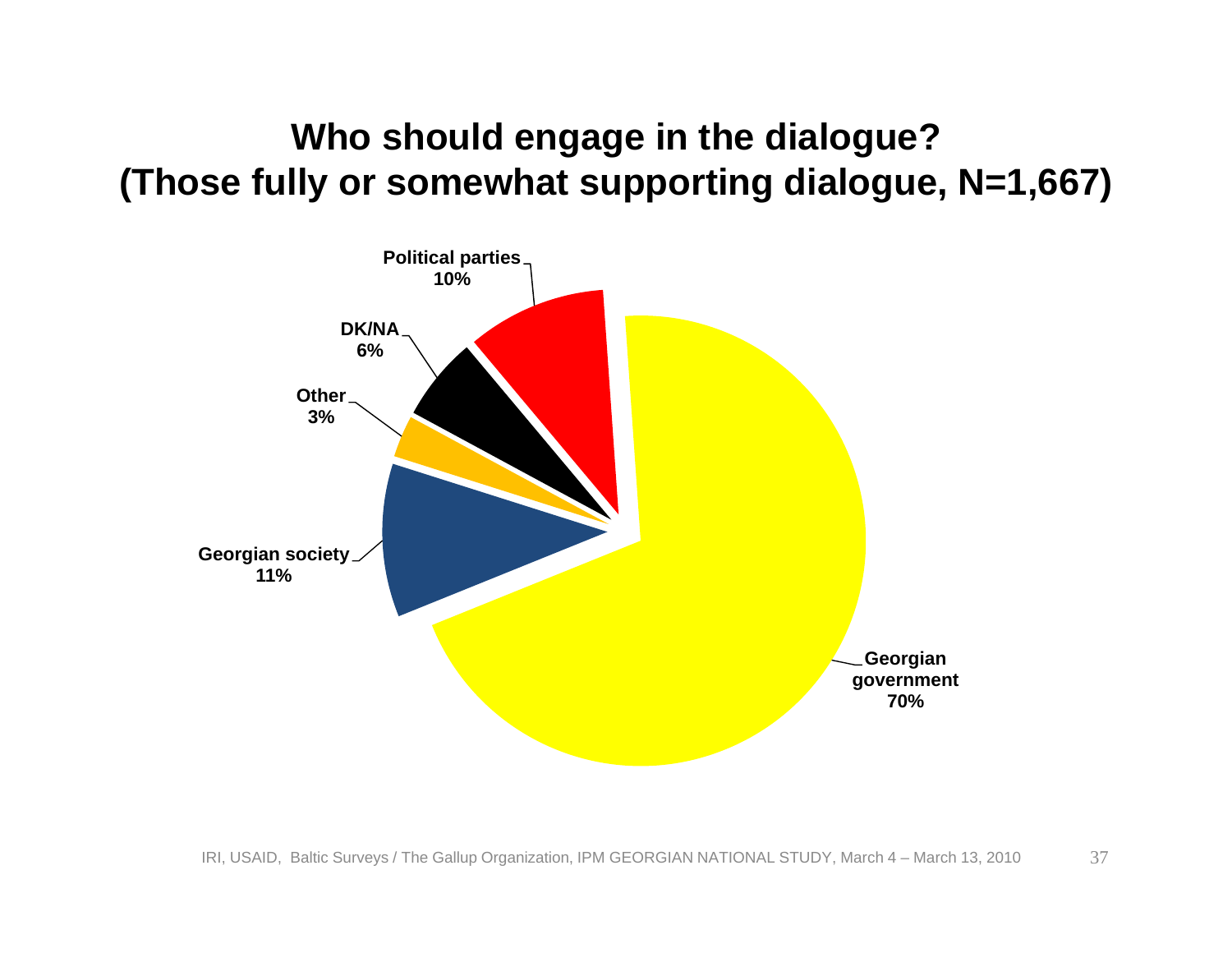# Who should engage in the dialogue? (Those fully or somewhat supporting dialogue, N=1,667)

| Response | Percentage |
|---|---|
| Georgian government | 70% |
| Georgian society | 11% |
| Political parties | 10% |
| DK/NA | 6% |
| Other | 3% |

IRI, USAID, Baltic Surveys / The Gallup Organization, IPM GEORGIAN NATIONAL STUDY, March 4 – March 13, 2010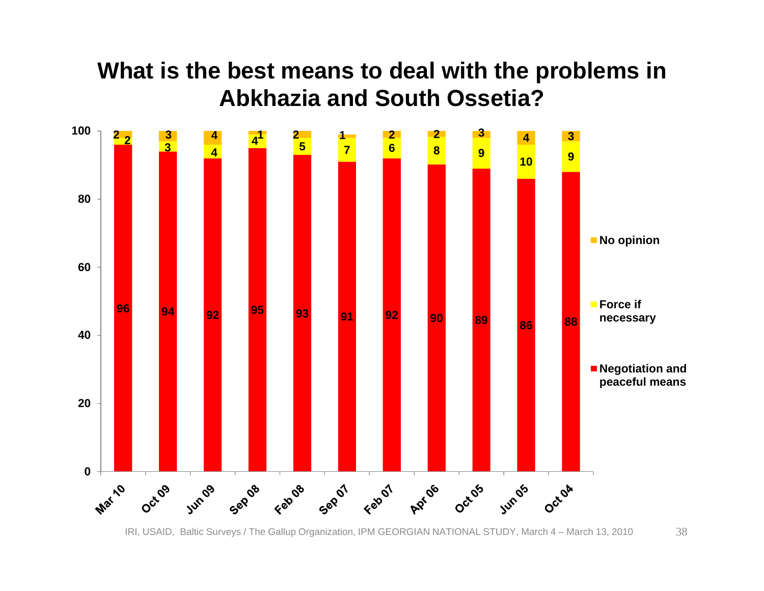# What is the best means to deal with the problems in Abkhazia and South Ossetia?

| | Mar 10 | Oct 09 | Jun 09 | Sep 08 | Feb 08 | Sep 07 | Feb 07 | Apr 06 | Oct 05 | Jun 05 | Oct 04 |
|---|---|---|---|---|---|---|---|---|---|---|---|
| No opinion | 2 | 3 | 4 | 1 | 2 | 1 | 2 | 2 | 3 | 4 | 3 |
| Force if necessary | 2 | 3 | 4 | 4 | 5 | 7 | 6 | 8 | 9 | 10 | 9 |
| Negotiation and peaceful means | 96 | 94 | 92 | 95 | 93 | 91 | 92 | 90 | 89 | 86 | 88 |

IRI, USAID, Baltic Surveys / The Gallup Organization, IPM GEORGIAN NATIONAL STUDY, March 4 – March 13, 2010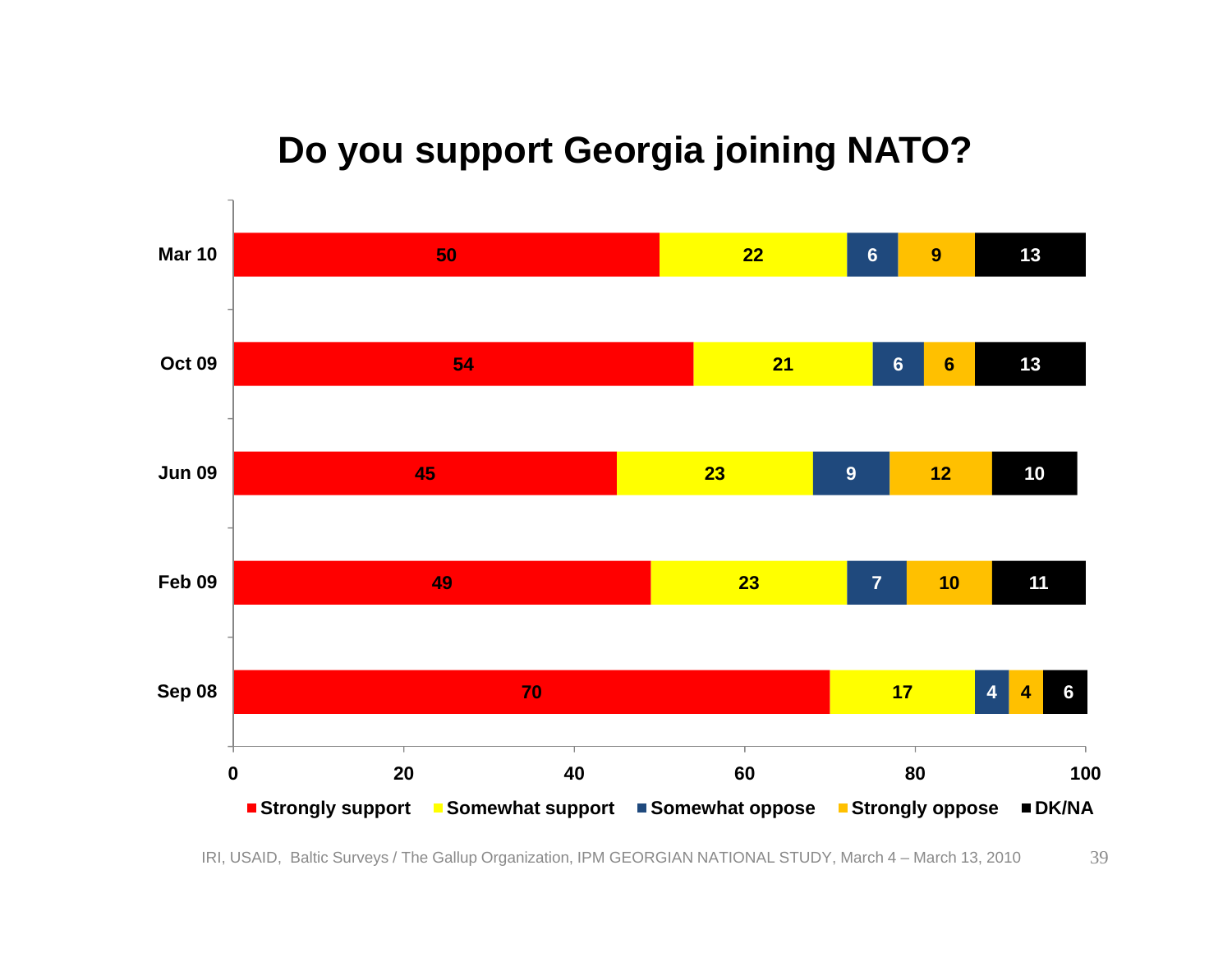# Do you support Georgia joining NATO?

| | Strongly support | Somewhat support | Somewhat oppose | Strongly oppose | DK/NA |
|---|---|---|---|---|---|
| Mar 10 | 50 | 22 | 6 | 9 | 13 |
| Oct 09 | 54 | 21 | 6 | 6 | 13 |
| Jun 09 | 45 | 23 | 9 | 12 | 10 |
| Feb 09 | 49 | 23 | 7 | 10 | 11 |
| Sep 08 | 70 | 17 | 4 | 4 | 6 |

IRI, USAID, Baltic Surveys / The Gallup Organization, IPM GEORGIAN NATIONAL STUDY, March 4 – March 13, 2010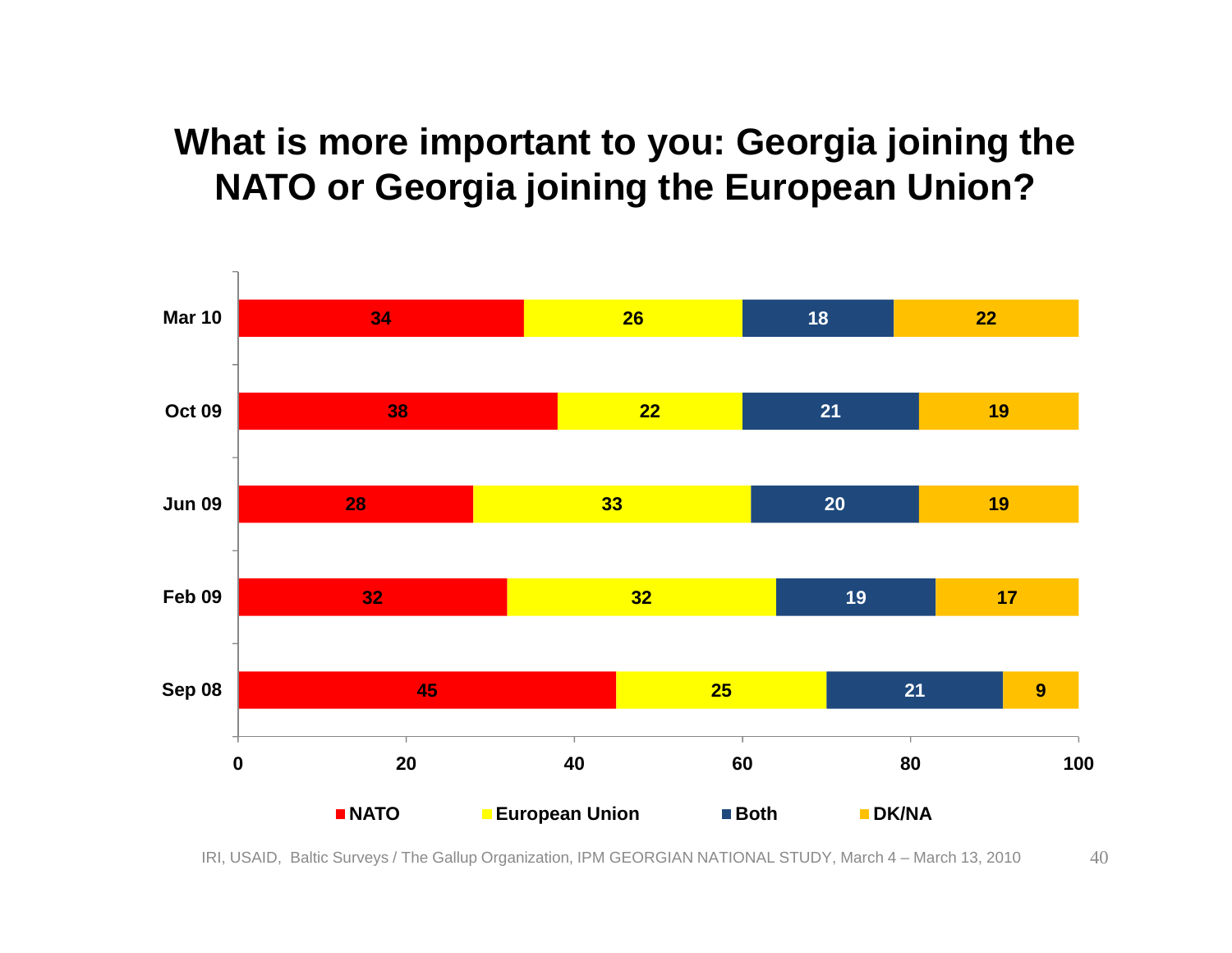# What is more important to you: Georgia joining the NATO or Georgia joining the European Union?

| | NATO | European Union | Both | DK/NA |
|---|---|---|---|---|
| Mar 10 | 34 | 26 | 18 | 22 |
| Oct 09 | 38 | 22 | 21 | 19 |
| Jun 09 | 28 | 33 | 20 | 19 |
| Feb 09 | 32 | 32 | 19 | 17 |
| Sep 08 | 45 | 25 | 21 | 9 |

IRI, USAID, Baltic Surveys / The Gallup Organization, IPM GEORGIAN NATIONAL STUDY, March 4 – March 13, 2010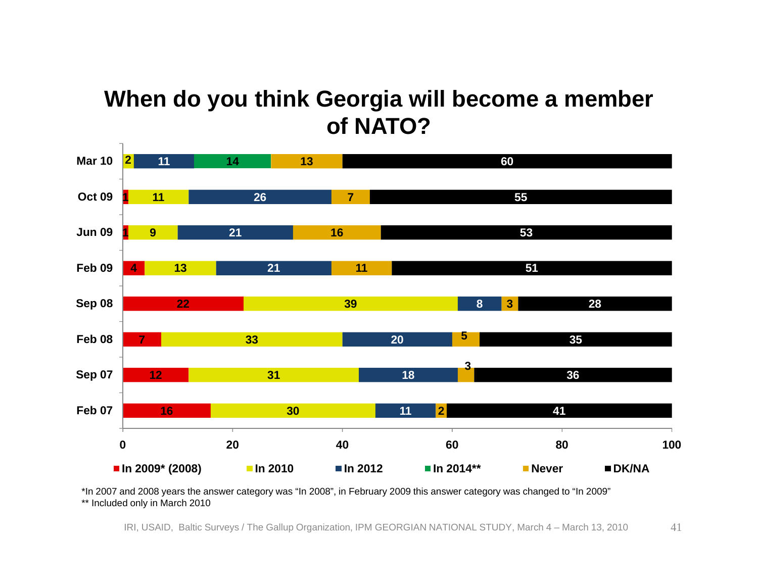# When do you think Georgia will become a member of NATO?

| | In 2009* (2008) | In 2010 | In 2012 | In 2014** | Never | DK/NA |
|---|---|---|---|---|---|---|
| Mar 10 | | 2 | 11 | 14 | 13 | 60 |
| Oct 09 | 1 | 11 | 26 | | 7 | 55 |
| Jun 09 | 1 | 9 | 21 | | 16 | 53 |
| Feb 09 | 4 | 13 | 21 | | 11 | 51 |
| Sep 08 | 22 | 39 | 8 | | 3 | 28 |
| Feb 08 | 7 | 33 | 20 | | 5 | 35 |
| Sep 07 | 12 | 31 | 18 | | 3 | 36 |
| Feb 07 | 16 | 30 | 11 | | 2 | 41 |

*In 2007 and 2008 years the answer category was "In 2008", in February 2009 this answer category was changed to "In 2009"
** Included only in March 2010

IRI, USAID, Baltic Surveys / The Gallup Organization, IPM GEORGIAN NATIONAL STUDY, March 4 – March 13, 2010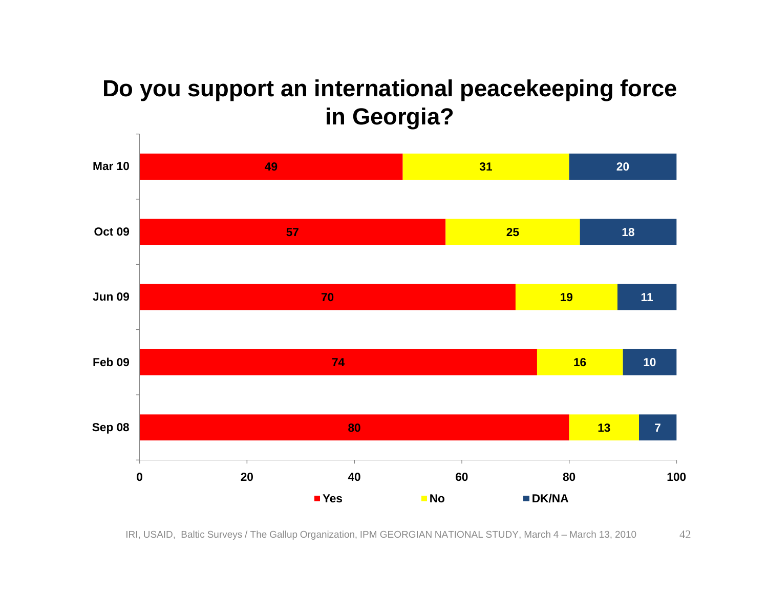# Do you support an international peacekeeping force in Georgia?

| | Yes | No | DK/NA |
|---|---|---|---|
| Mar 10 | 49 | 31 | 20 |
| Oct 09 | 57 | 25 | 18 |
| Jun 09 | 70 | 19 | 11 |
| Feb 09 | 74 | 16 | 10 |
| Sep 08 | 80 | 13 | 7 |

IRI, USAID, Baltic Surveys / The Gallup Organization, IPM GEORGIAN NATIONAL STUDY, March 4 – March 13, 2010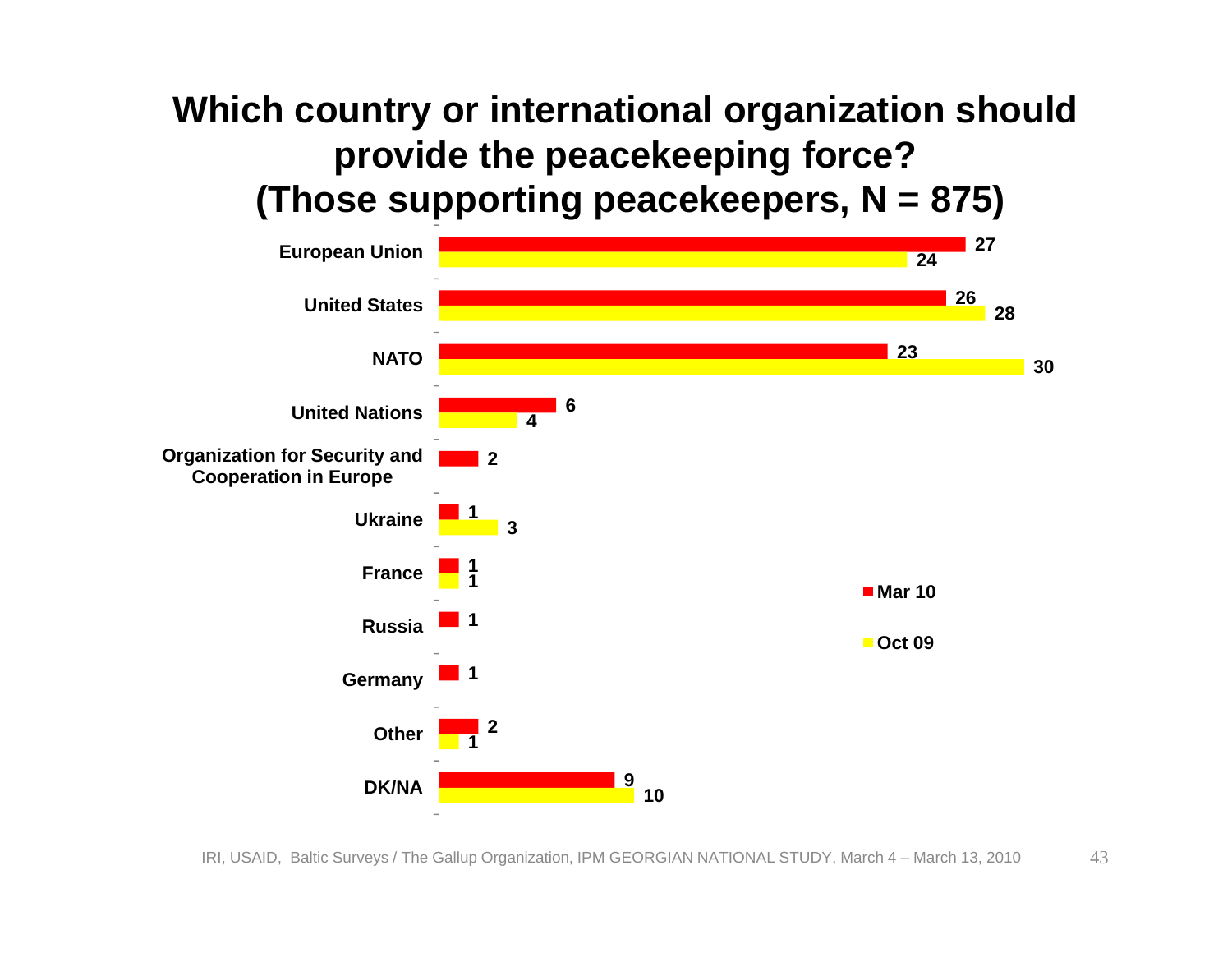# Which country or international organization should provide the peacekeeping force? (Those supporting peacekeepers, N = 875)

| | Mar 10 | Oct 09 |
|---|---|---|
| European Union | 27 | 24 |
| United States | 26 | 28 |
| NATO | 23 | 30 |
| United Nations | 6 | 4 |
| Organization for Security and Cooperation in Europe | 2 | |
| Ukraine | 1 | 3 |
| France | 1 | 1 |
| Russia | 1 | |
| Germany | 1 | |
| Other | 2 | 1 |
| DK/NA | 9 | 10 |

IRI, USAID, Baltic Surveys / The Gallup Organization, IPM GEORGIAN NATIONAL STUDY, March 4 – March 13, 2010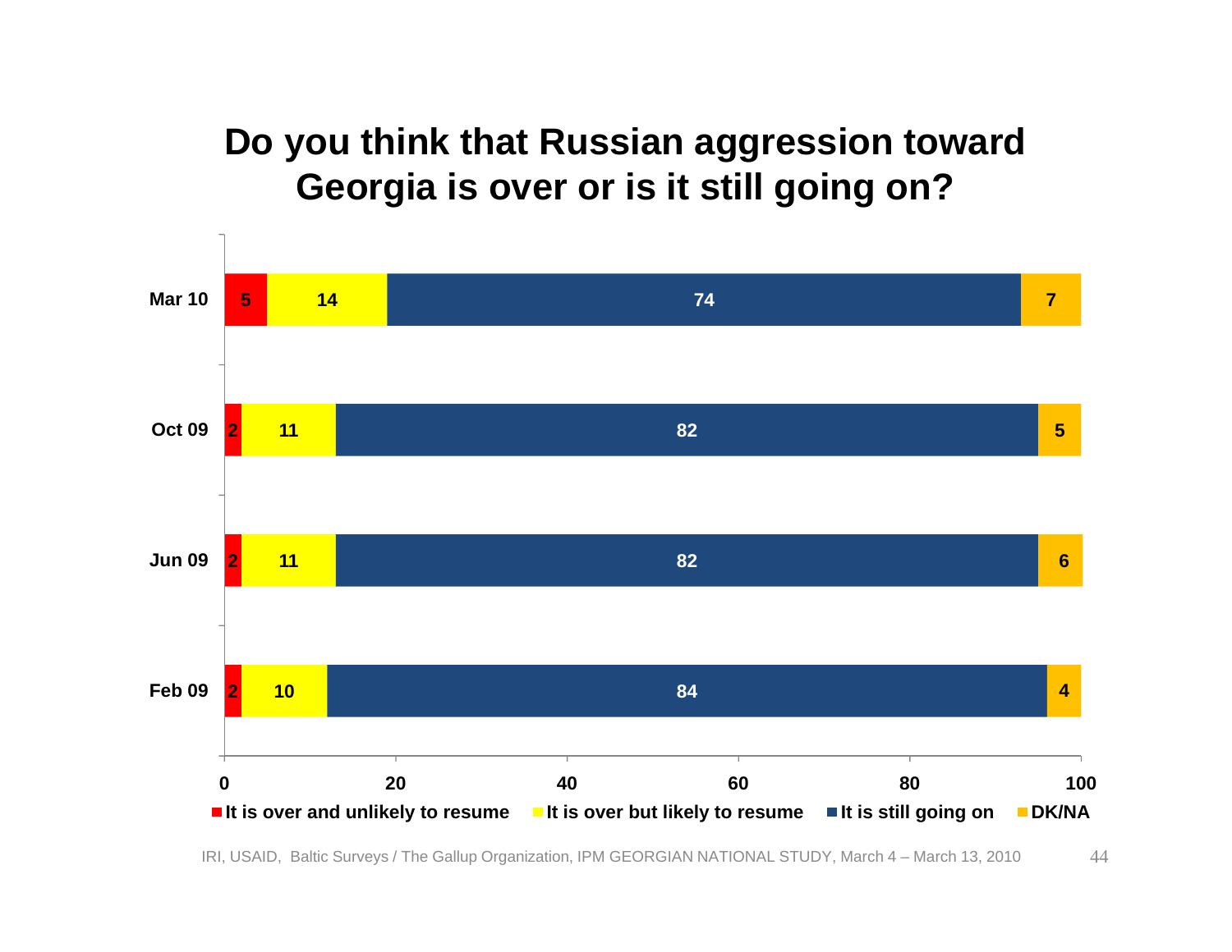# Do you think that Russian aggression toward Georgia is over or is it still going on?

| | It is over and unlikely to resume | It is over but likely to resume | It is still going on | DK/NA |
|---|---|---|---|---|
| Mar 10 | 5 | 14 | 74 | 7 |
| Oct 09 | 2 | 11 | 82 | 5 |
| Jun 09 | 2 | 11 | 82 | 6 |
| Feb 09 | 2 | 10 | 84 | 4 |

IRI, USAID, Baltic Surveys / The Gallup Organization, IPM GEORGIAN NATIONAL STUDY, March 4 – March 13, 2010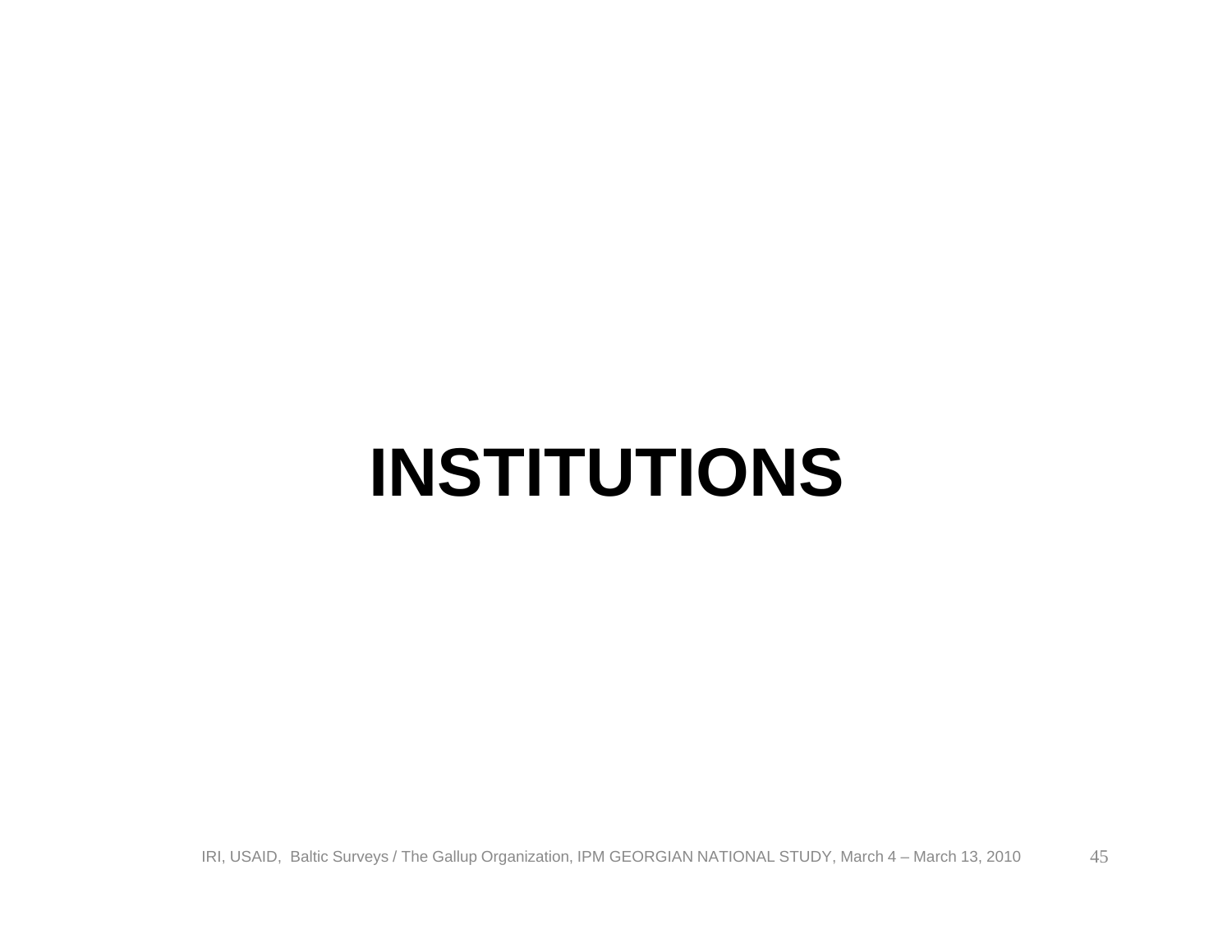# INSTITUTIONS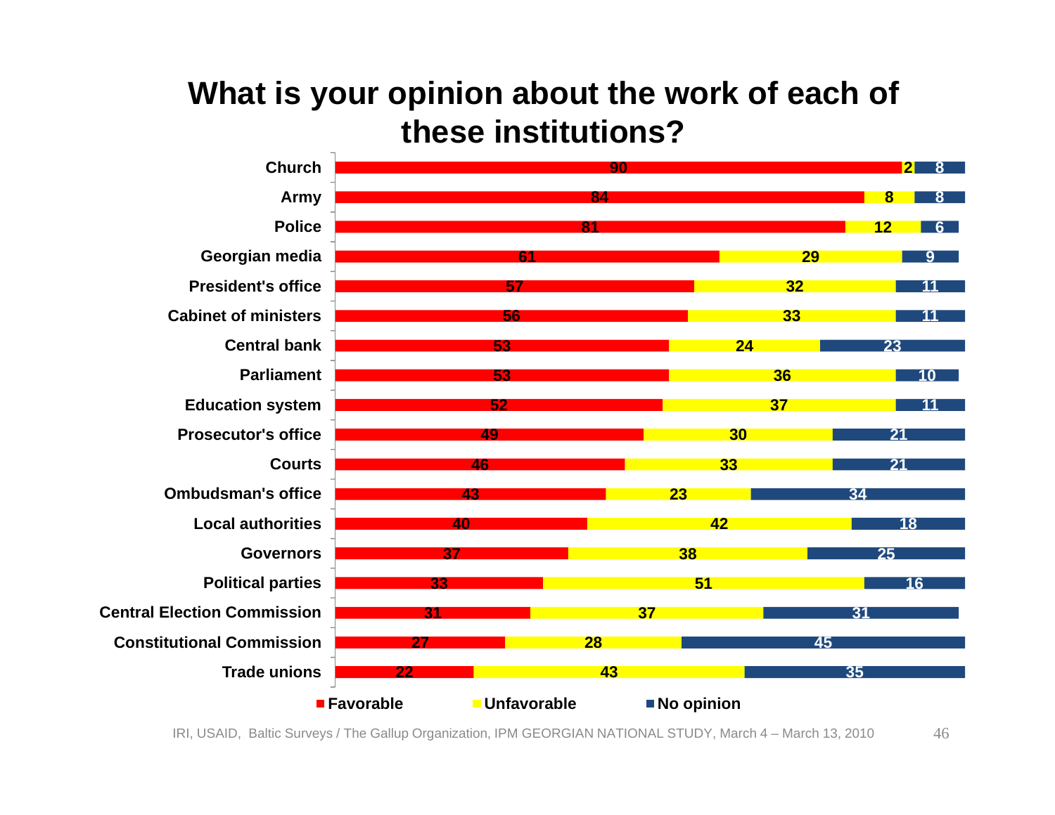# What is your opinion about the work of each of these institutions?

| Institution | Favorable | Unfavorable | No opinion |
|---|---|---|---|
| Church | 90 | 2 | 8 |
| Army | 84 | 8 | 8 |
| Police | 81 | 12 | 6 |
| Georgian media | 61 | 29 | 9 |
| President's office | 57 | 32 | 11 |
| Cabinet of ministers | 56 | 33 | 11 |
| Central bank | 53 | 24 | 23 |
| Parliament | 53 | 36 | 10 |
| Education system | 52 | 37 | 11 |
| Prosecutor's office | 49 | 30 | 21 |
| Courts | 46 | 33 | 21 |
| Ombudsman's office | 43 | 23 | 34 |
| Local authorities | 40 | 42 | 18 |
| Governors | 37 | 38 | 25 |
| Political parties | 33 | 51 | 16 |
| Central Election Commission | 31 | 37 | 31 |
| Constitutional Commission | 27 | 28 | 45 |
| Trade unions | 22 | 43 | 35 |

IRI, USAID, Baltic Surveys / The Gallup Organization, IPM GEORGIAN NATIONAL STUDY, March 4 – March 13, 2010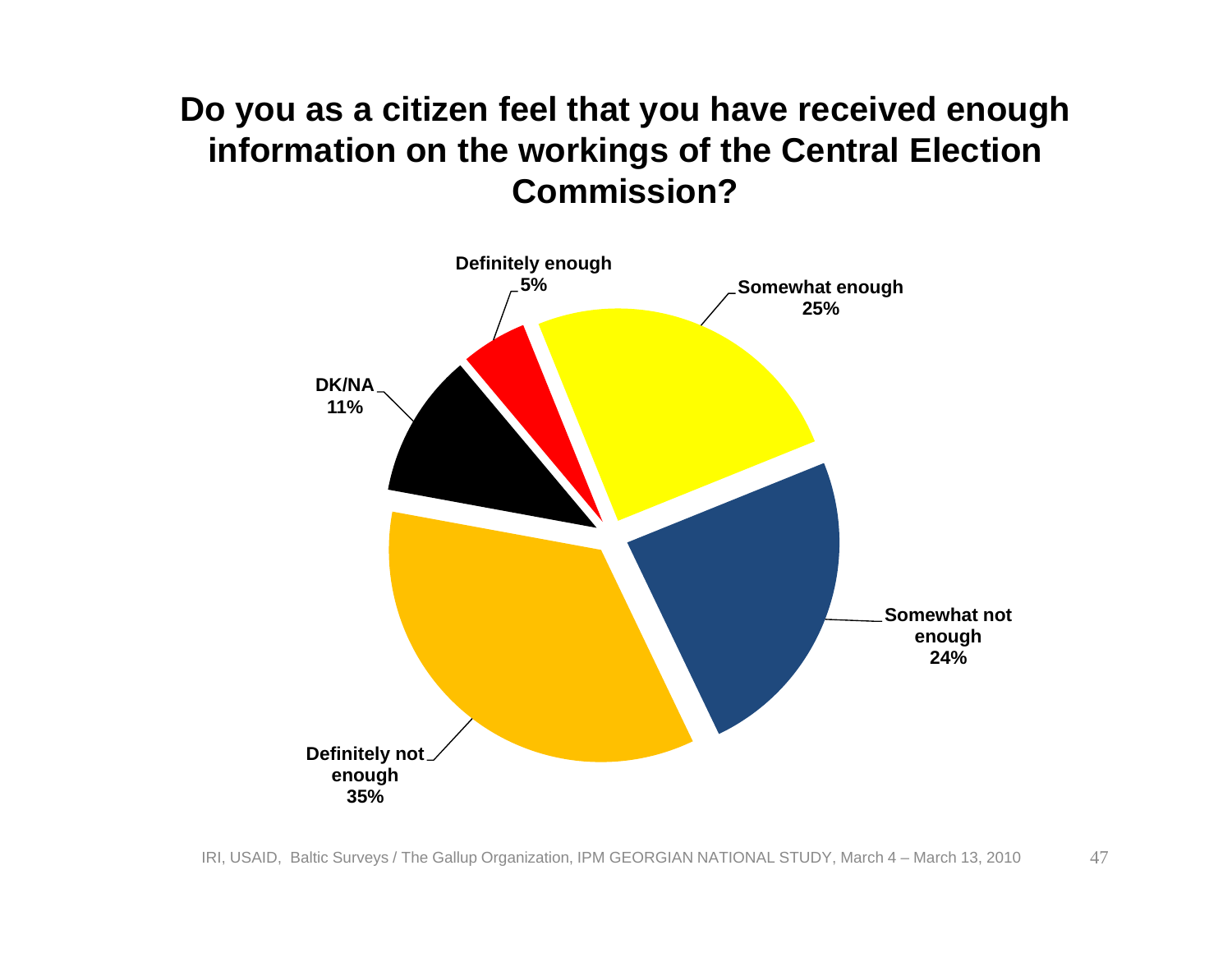# Do you as a citizen feel that you have received enough information on the workings of the Central Election Commission?

| Response | Percentage |
|---|---|
| Definitely enough | 5% |
| Somewhat enough | 25% |
| Somewhat not enough | 24% |
| Definitely not enough | 35% |
| DK/NA | 11% |

IRI, USAID, Baltic Surveys / The Gallup Organization, IPM GEORGIAN NATIONAL STUDY, March 4 – March 13, 2010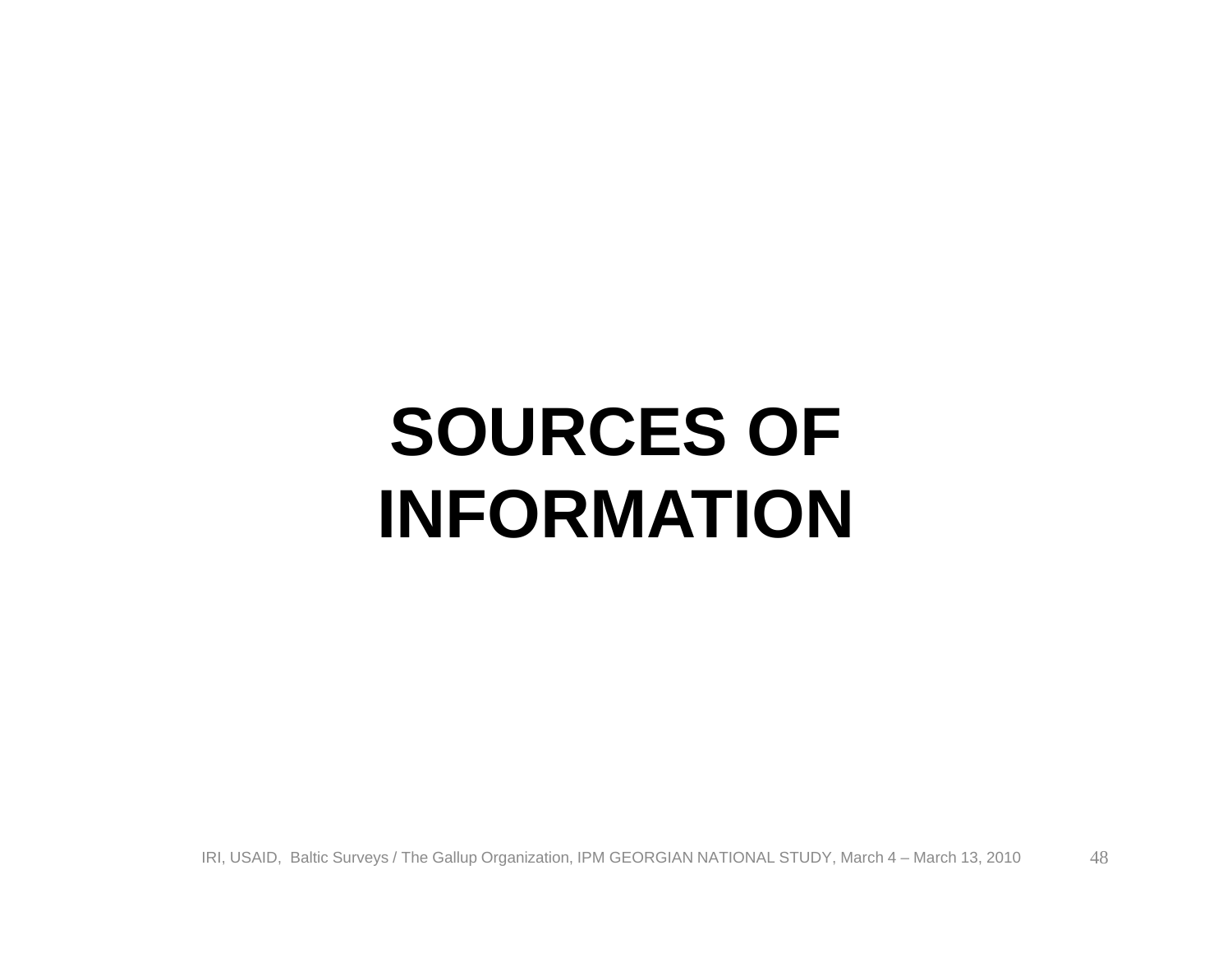# SOURCES OF INFORMATION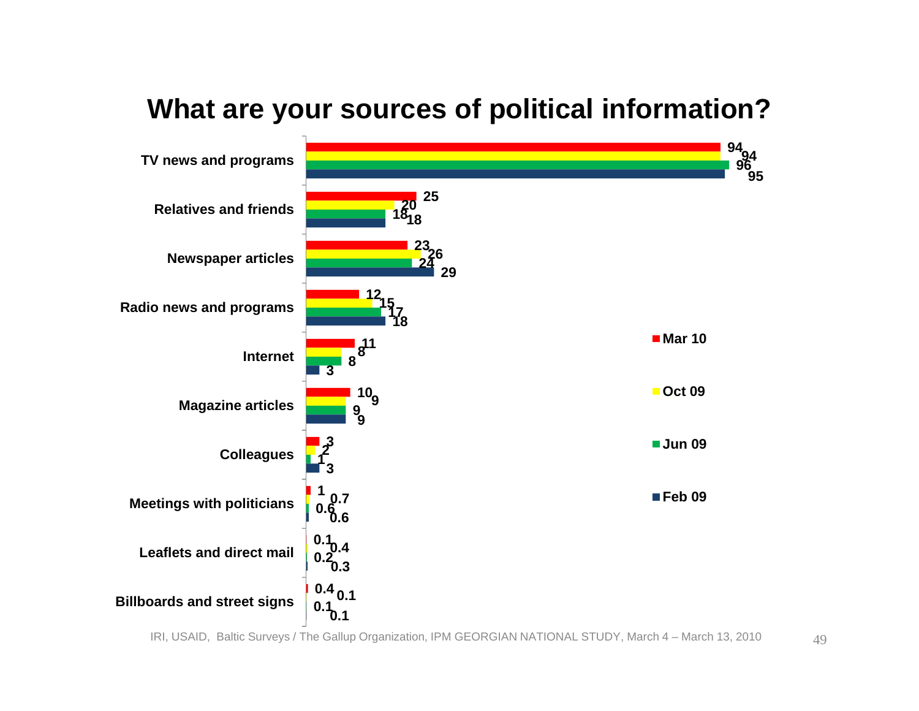# What are your sources of political information?

| | Mar 10 | Oct 09 | Jun 09 | Feb 09 |
|---|---|---|---|---|
| TV news and programs | 94 | 94 | 96 | 95 |
| Relatives and friends | 25 | 20 | 18 | 18 |
| Newspaper articles | 23 | 26 | 24 | 29 |
| Radio news and programs | 12 | 15 | 17 | 18 |
| Internet | 11 | 8 | 8 | 3 |
| Magazine articles | 10 | 9 | 9 | 9 |
| Colleagues | 3 | 2 | 1 | 3 |
| Meetings with politicians | 1 | 0.7 | 0.6 | 0.6 |
| Leaflets and direct mail | 0.1 | 0.4 | 0.2 | 0.3 |
| Billboards and street signs | 0.4 | 0.1 | 0.1 | 0.1 |

IRI, USAID, Baltic Surveys / The Gallup Organization, IPM GEORGIAN NATIONAL STUDY, March 4 – March 13, 2010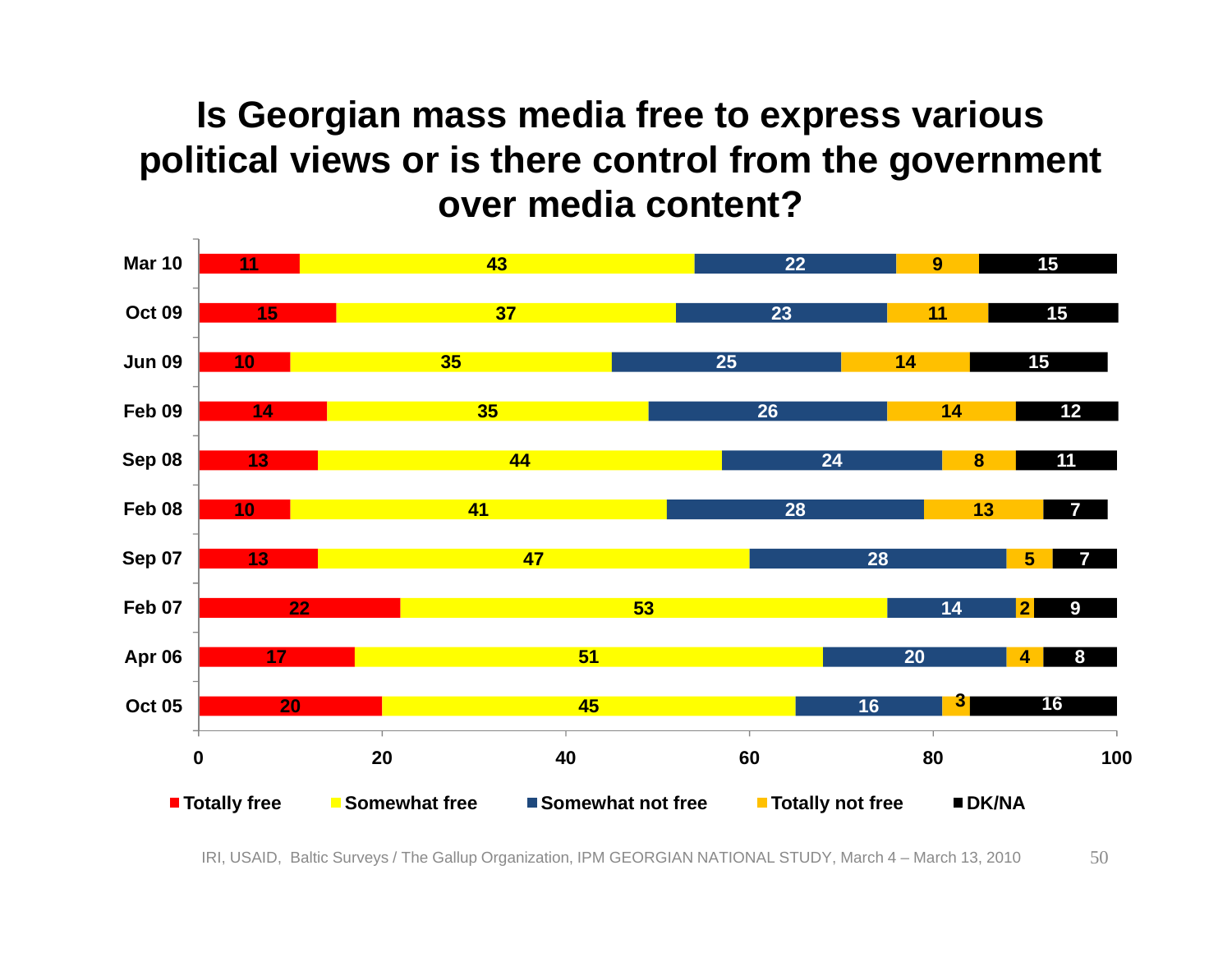# Is Georgian mass media free to express various political views or is there control from the government over media content?

| | Totally free | Somewhat free | Somewhat not free | Totally not free | DK/NA |
|---|---|---|---|---|---|
| Mar 10 | 11 | 43 | 22 | 9 | 15 |
| Oct 09 | 15 | 37 | 23 | 11 | 15 |
| Jun 09 | 10 | 35 | 25 | 14 | 15 |
| Feb 09 | 14 | 35 | 26 | 14 | 12 |
| Sep 08 | 13 | 44 | 24 | 8 | 11 |
| Feb 08 | 10 | 41 | 28 | 13 | 7 |
| Sep 07 | 13 | 47 | 28 | 5 | 7 |
| Feb 07 | 22 | 53 | 14 | 2 | 9 |
| Apr 06 | 17 | 51 | 20 | 4 | 8 |
| Oct 05 | 20 | 45 | 16 | 3 | 16 |

IRI, USAID, Baltic Surveys / The Gallup Organization, IPM GEORGIAN NATIONAL STUDY, March 4 – March 13, 2010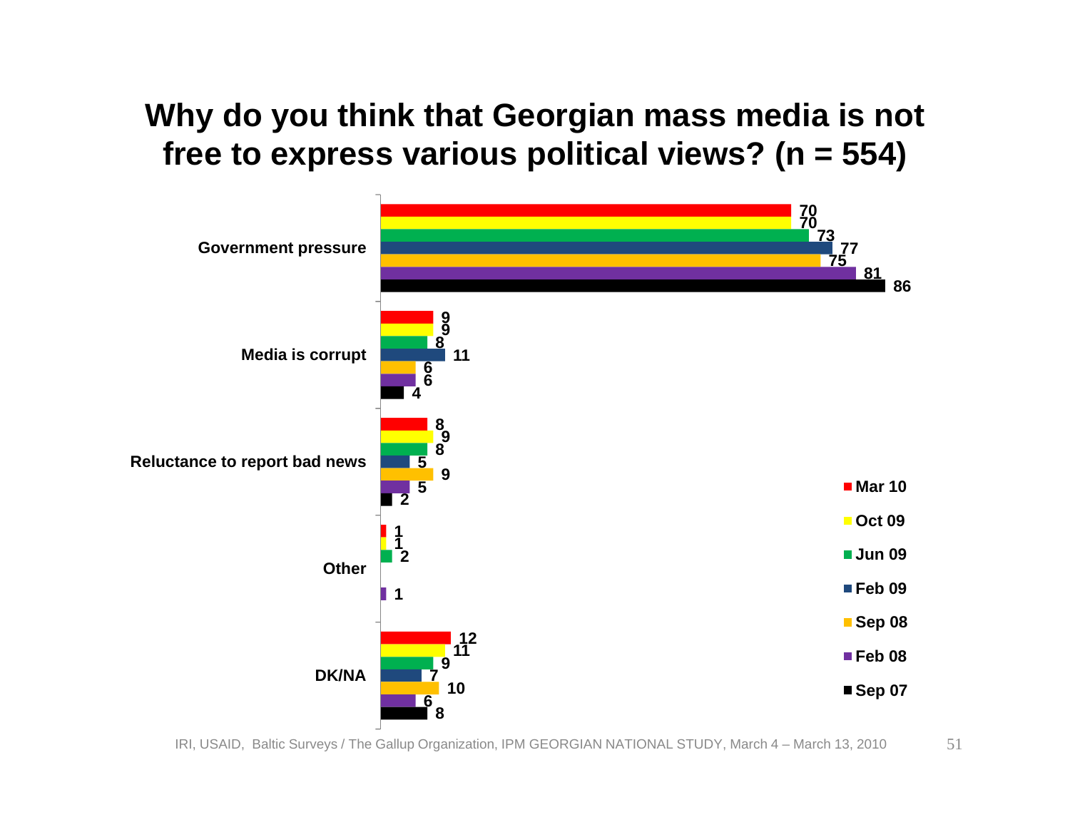# Why do you think that Georgian mass media is not free to express various political views? (n = 554)

| | Mar 10 | Oct 09 | Jun 09 | Feb 09 | Sep 08 | Feb 08 | Sep 07 |
|---|---|---|---|---|---|---|---|
| Government pressure | 70 | 70 | 73 | 77 | 75 | 81 | 86 |
| Media is corrupt | 9 | 9 | 8 | 11 | 6 | 6 | 4 |
| Reluctance to report bad news | 8 | 9 | 8 | 5 | 9 | 5 | 2 |
| Other | 1 | 1 | 2 | | | 1 | |
| DK/NA | 12 | 11 | 9 | 7 | 10 | 6 | 8 |

IRI, USAID, Baltic Surveys / The Gallup Organization, IPM GEORGIAN NATIONAL STUDY, March 4 – March 13, 2010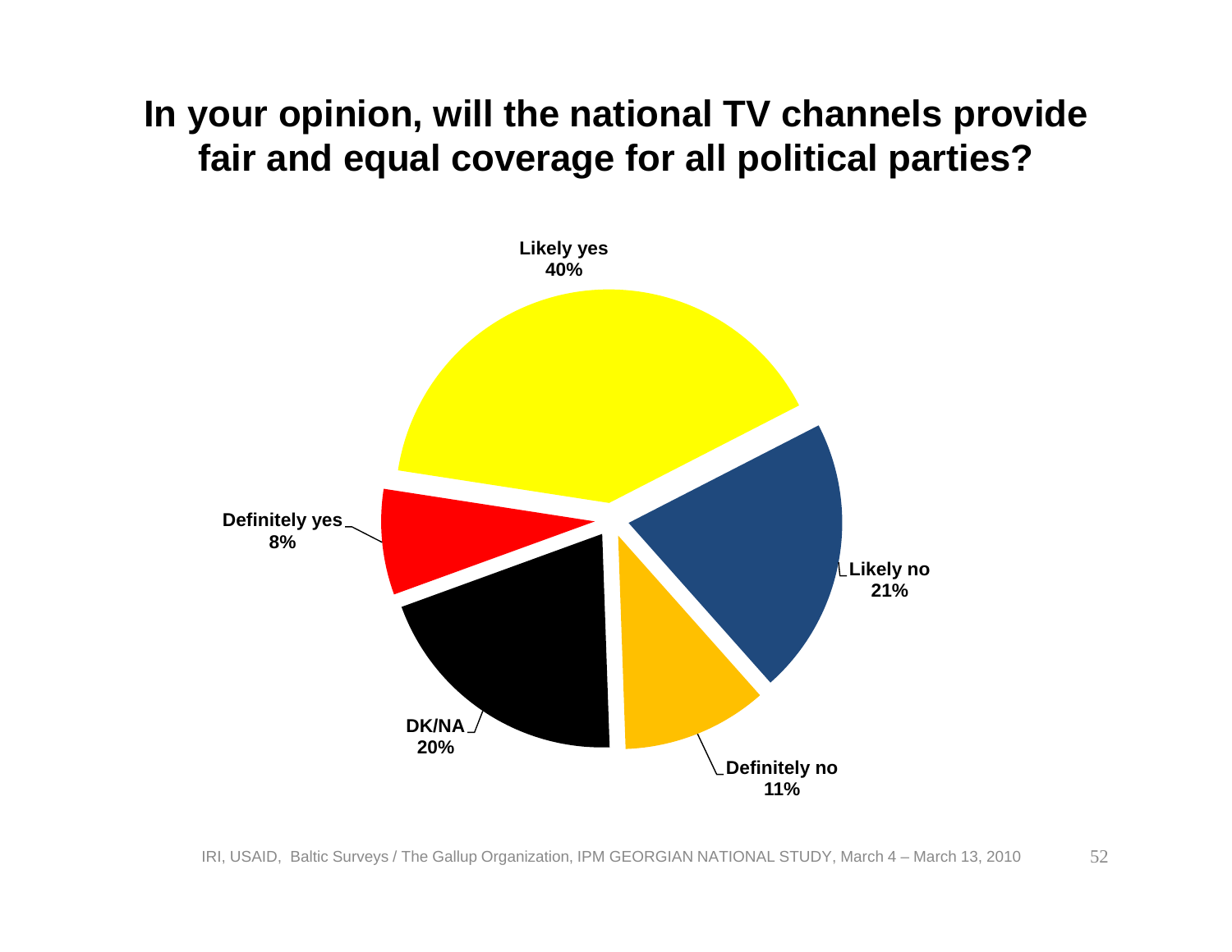# In your opinion, will the national TV channels provide fair and equal coverage for all political parties?

| Response | Percentage |
|---|---|
| Likely yes | 40% |
| Likely no | 21% |
| Definitely no | 11% |
| DK/NA | 20% |
| Definitely yes | 8% |

IRI, USAID, Baltic Surveys / The Gallup Organization, IPM GEORGIAN NATIONAL STUDY, March 4 – March 13, 2010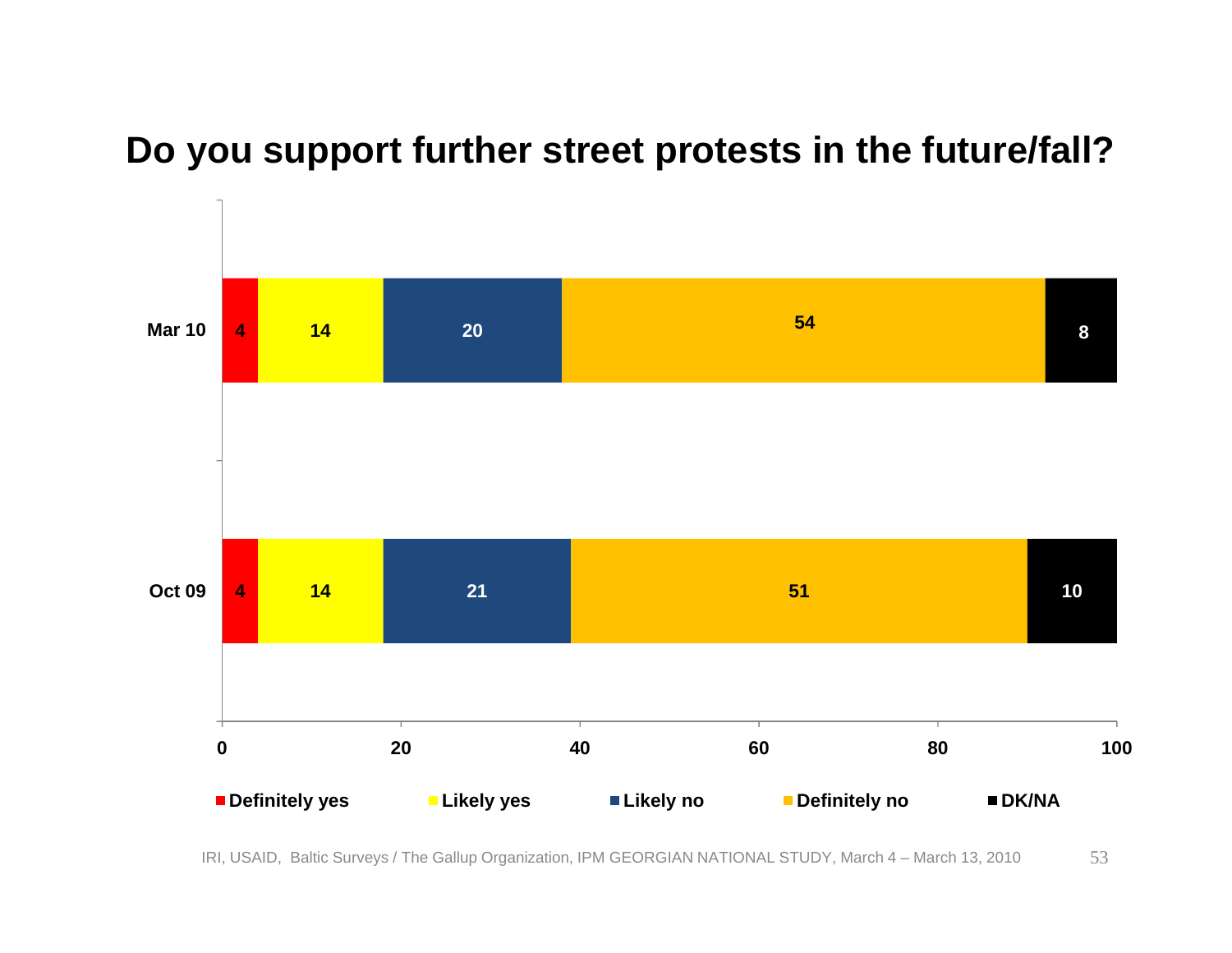# Do you support further street protests in the future/fall?

| | Definitely yes | Likely yes | Likely no | Definitely no | DK/NA |
|---|---|---|---|---|---|
| Mar 10 | 4 | 14 | 20 | 54 | 8 |
| Oct 09 | 4 | 14 | 21 | 51 | 10 |

IRI, USAID, Baltic Surveys / The Gallup Organization, IPM GEORGIAN NATIONAL STUDY, March 4 – March 13, 2010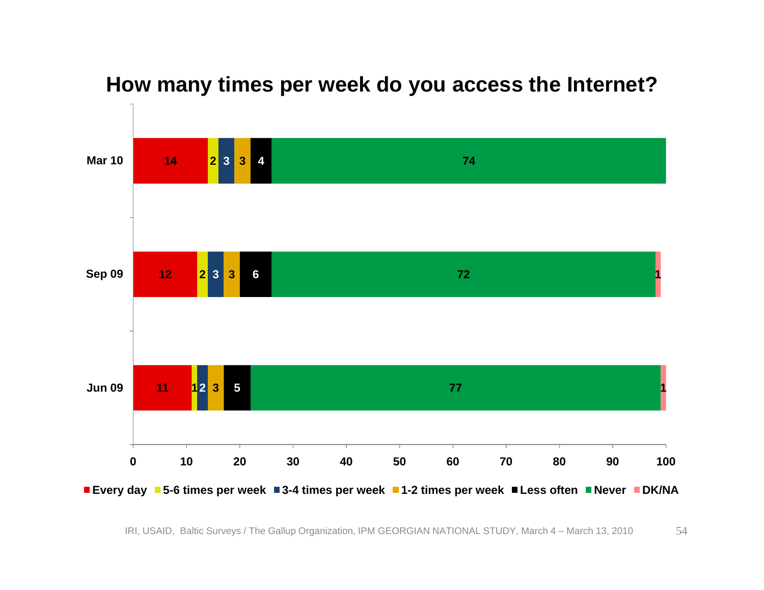# How many times per week do you access the Internet?

| | Every day | 5-6 times per week | 3-4 times per week | 1-2 times per week | Less often | Never | DK/NA |
|---|---|---|---|---|---|---|---|
| Mar 10 | 14 | 2 | 3 | 3 | 4 | 74 | |
| Sep 09 | 12 | 2 | 3 | 3 | 6 | 72 | 1 |
| Jun 09 | 11 | 1 | 2 | 3 | 5 | 77 | 1 |

IRI, USAID, Baltic Surveys / The Gallup Organization, IPM GEORGIAN NATIONAL STUDY, March 4 – March 13, 2010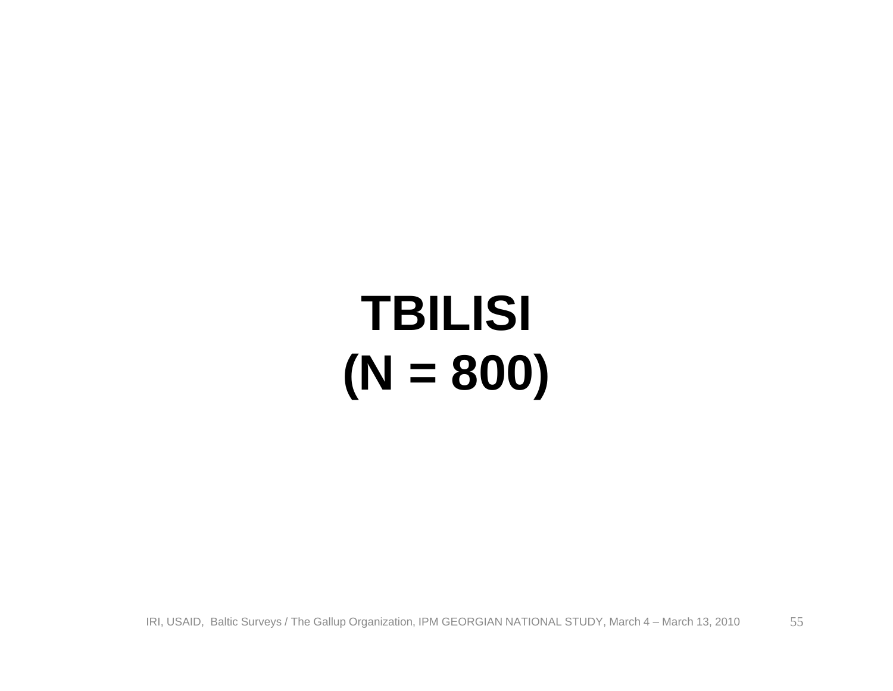# TBILISI
# (N = 800)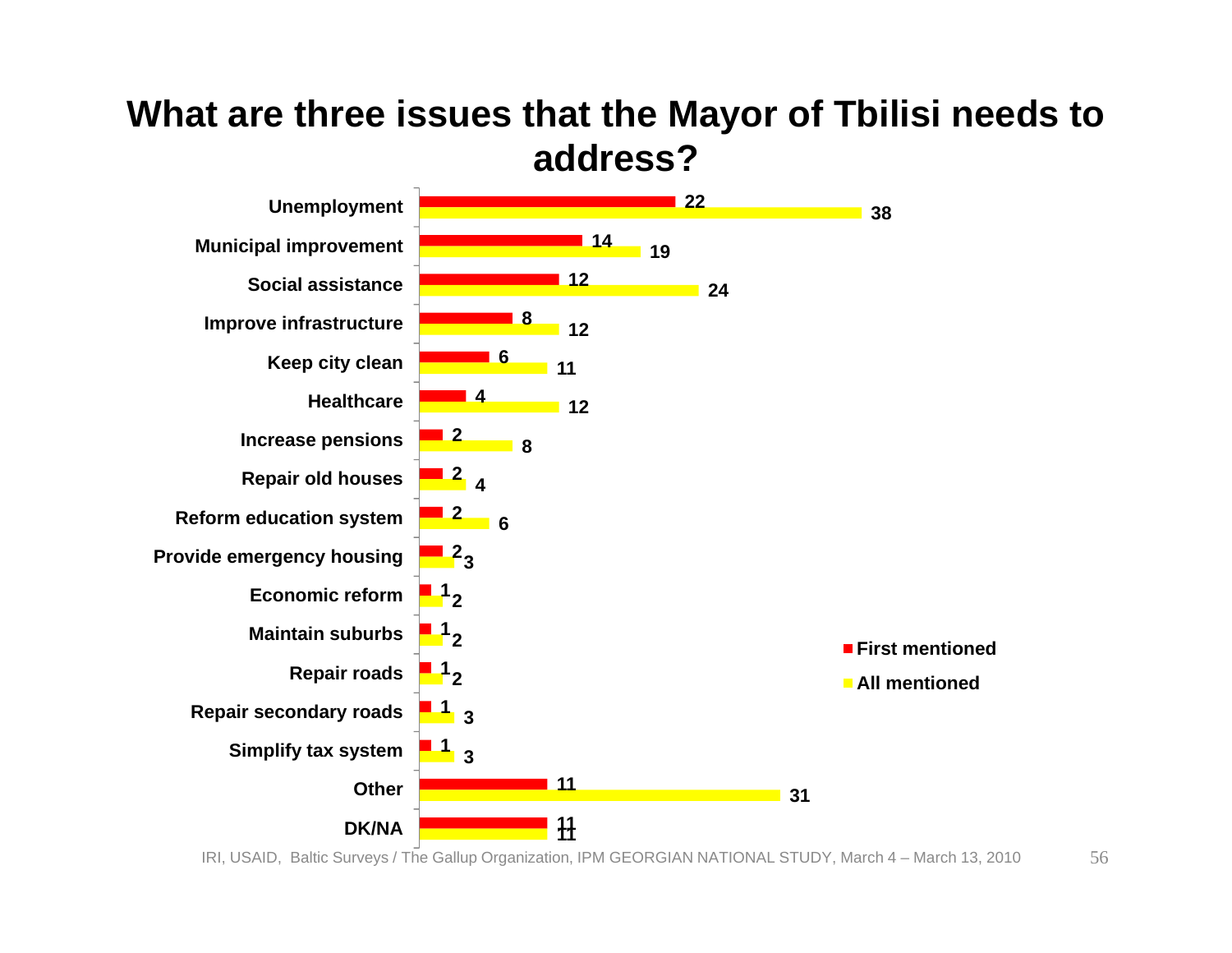# What are three issues that the Mayor of Tbilisi needs to address?

| Issue | First mentioned | All mentioned |
|---|---|---|
| Unemployment | 22 | 38 |
| Municipal improvement | 14 | 19 |
| Social assistance | 12 | 24 |
| Improve infrastructure | 8 | 12 |
| Keep city clean | 6 | 11 |
| Healthcare | 4 | 12 |
| Increase pensions | 2 | 8 |
| Repair old houses | 2 | 4 |
| Reform education system | 2 | 6 |
| Provide emergency housing | 2 | 3 |
| Economic reform | 1 | 2 |
| Maintain suburbs | 1 | 2 |
| Repair roads | 1 | 2 |
| Repair secondary roads | 1 | 3 |
| Simplify tax system | 1 | 3 |
| Other | 11 | 31 |
| DK/NA | 11 | 11 |

IRI, USAID, Baltic Surveys / The Gallup Organization, IPM GEORGIAN NATIONAL STUDY, March 4 – March 13, 2010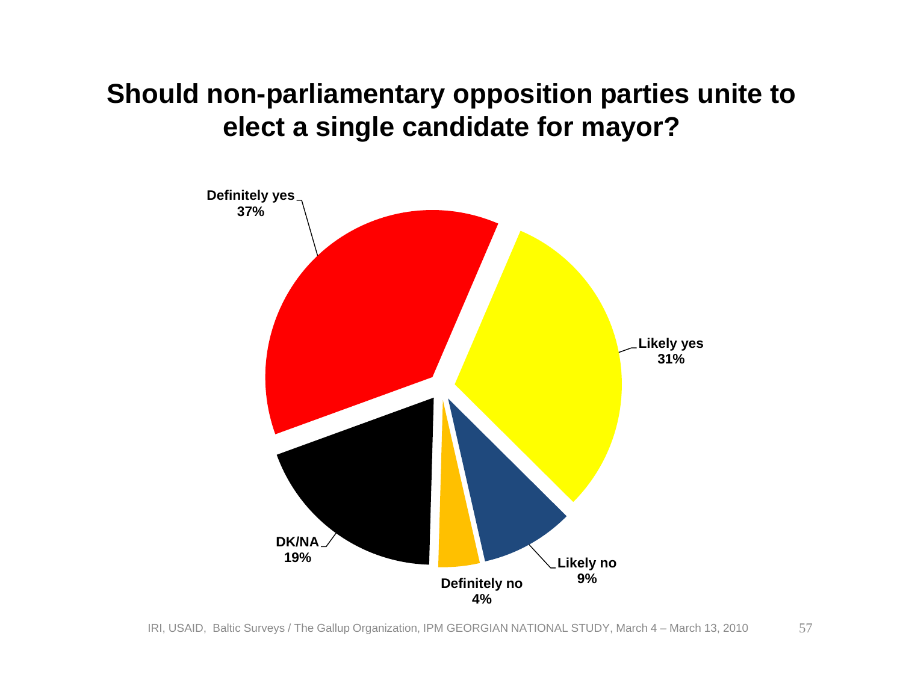# Should non-parliamentary opposition parties unite to elect a single candidate for mayor?

| Response | Percentage |
|---|---|
| Definitely yes | 37% |
| Likely yes | 31% |
| Likely no | 9% |
| Definitely no | 4% |
| DK/NA | 19% |

IRI, USAID, Baltic Surveys / The Gallup Organization, IPM GEORGIAN NATIONAL STUDY, March 4 – March 13, 2010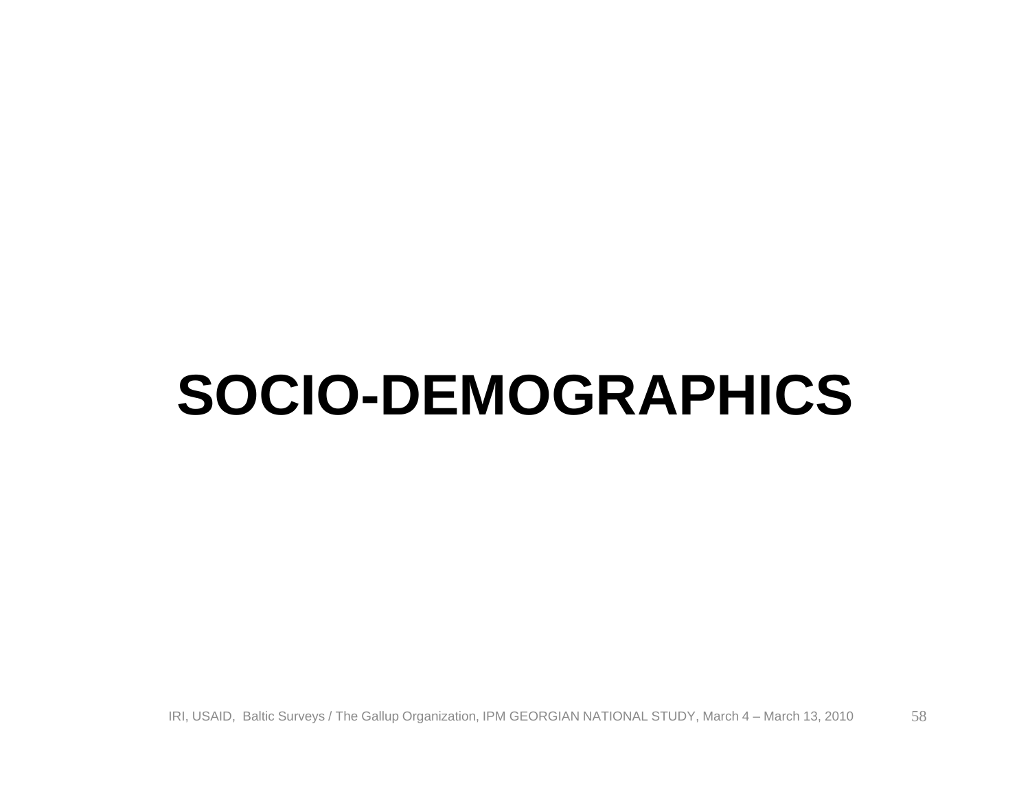# SOCIO-DEMOGRAPHICS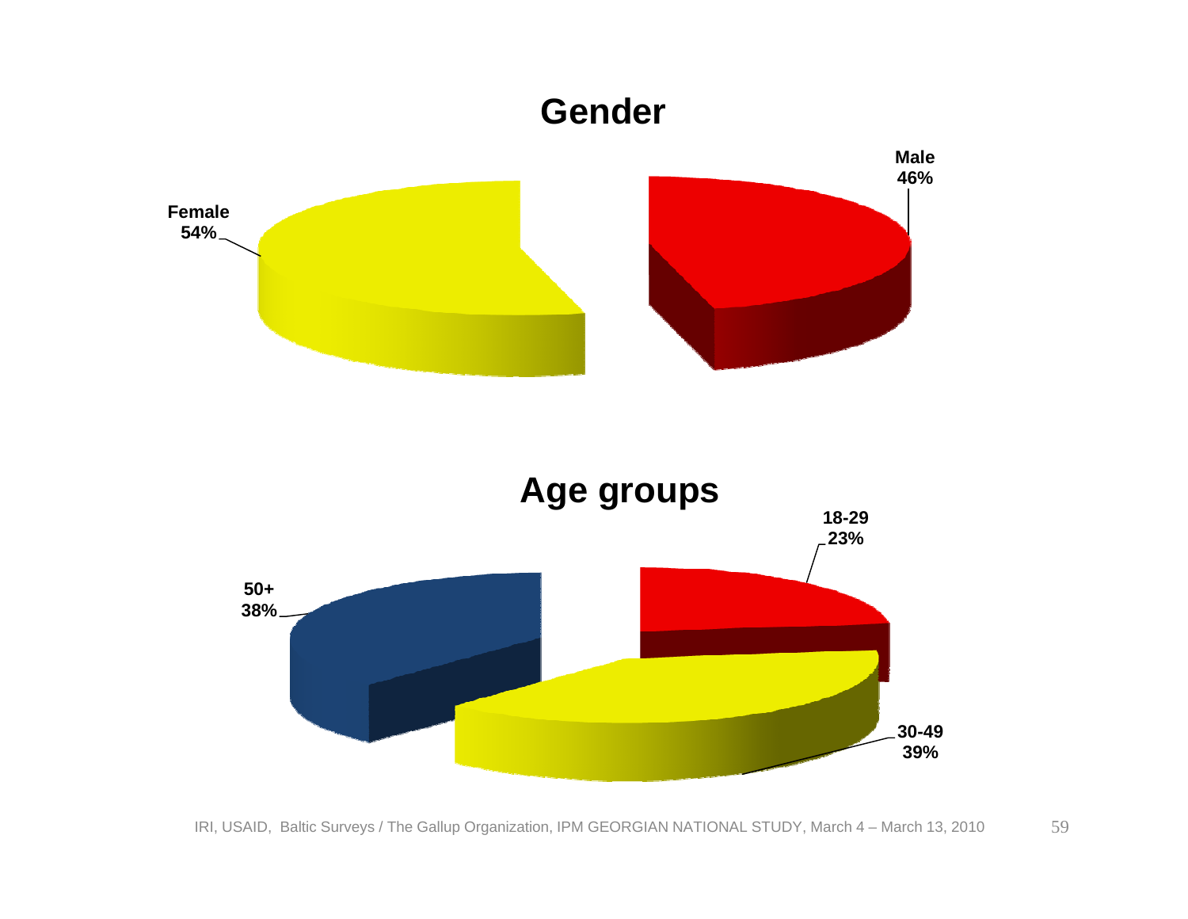## Gender

Female 54%

Male 46%

## Age groups

18-29 23%

30-49 39%

50+ 38%

IRI, USAID, Baltic Surveys / The Gallup Organization, IPM GEORGIAN NATIONAL STUDY, March 4 – March 13, 2010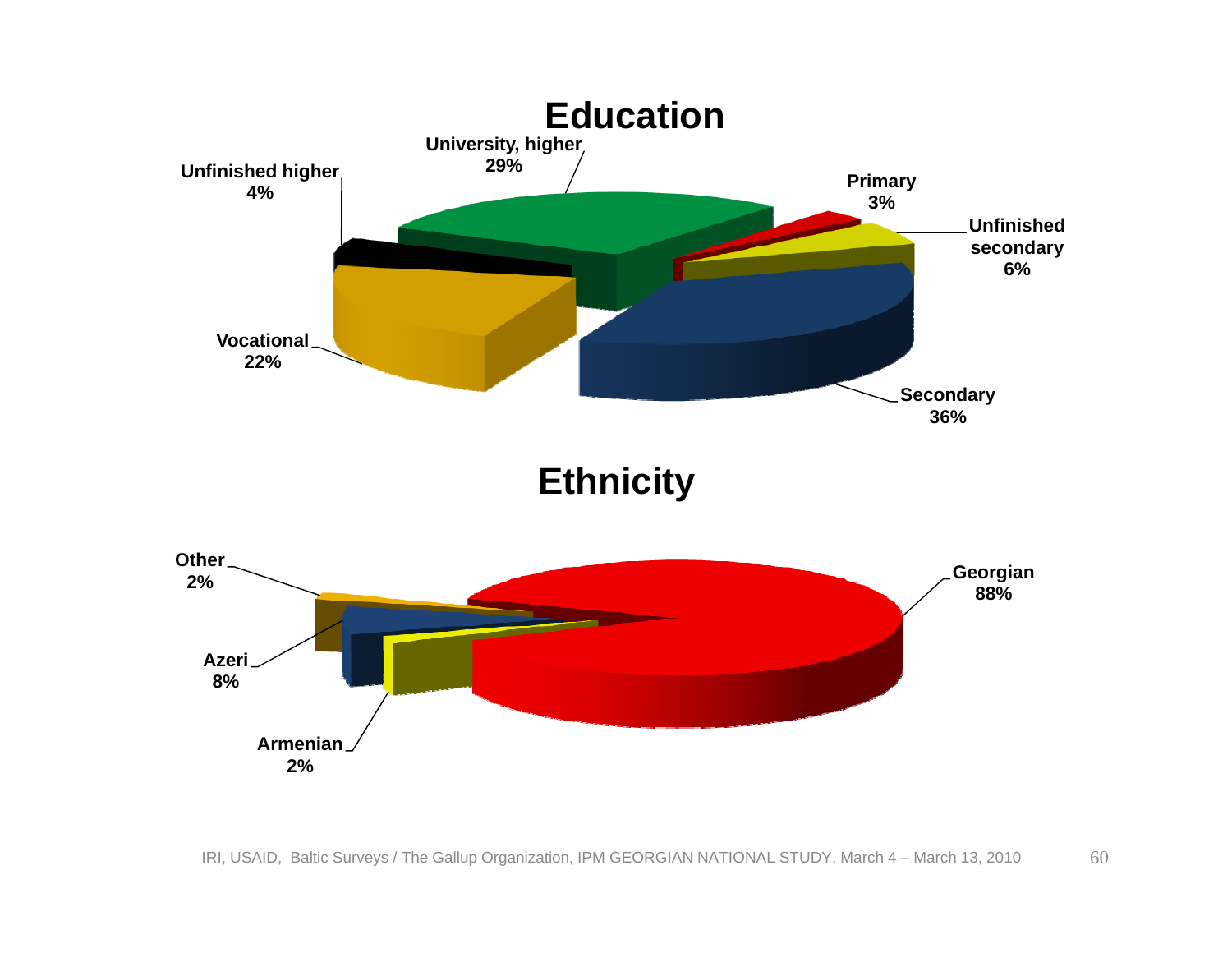## Education

| Category | Percentage |
|---|---|
| University, higher | 29% |
| Primary | 3% |
| Unfinished secondary | 6% |
| Secondary | 36% |
| Vocational | 22% |
| Unfinished higher | 4% |

## Ethnicity

| Category | Percentage |
|---|---|
| Georgian | 88% |
| Armenian | 2% |
| Azeri | 8% |
| Other | 2% |

IRI, USAID, Baltic Surveys / The Gallup Organization, IPM GEORGIAN NATIONAL STUDY, March 4 – March 13, 2010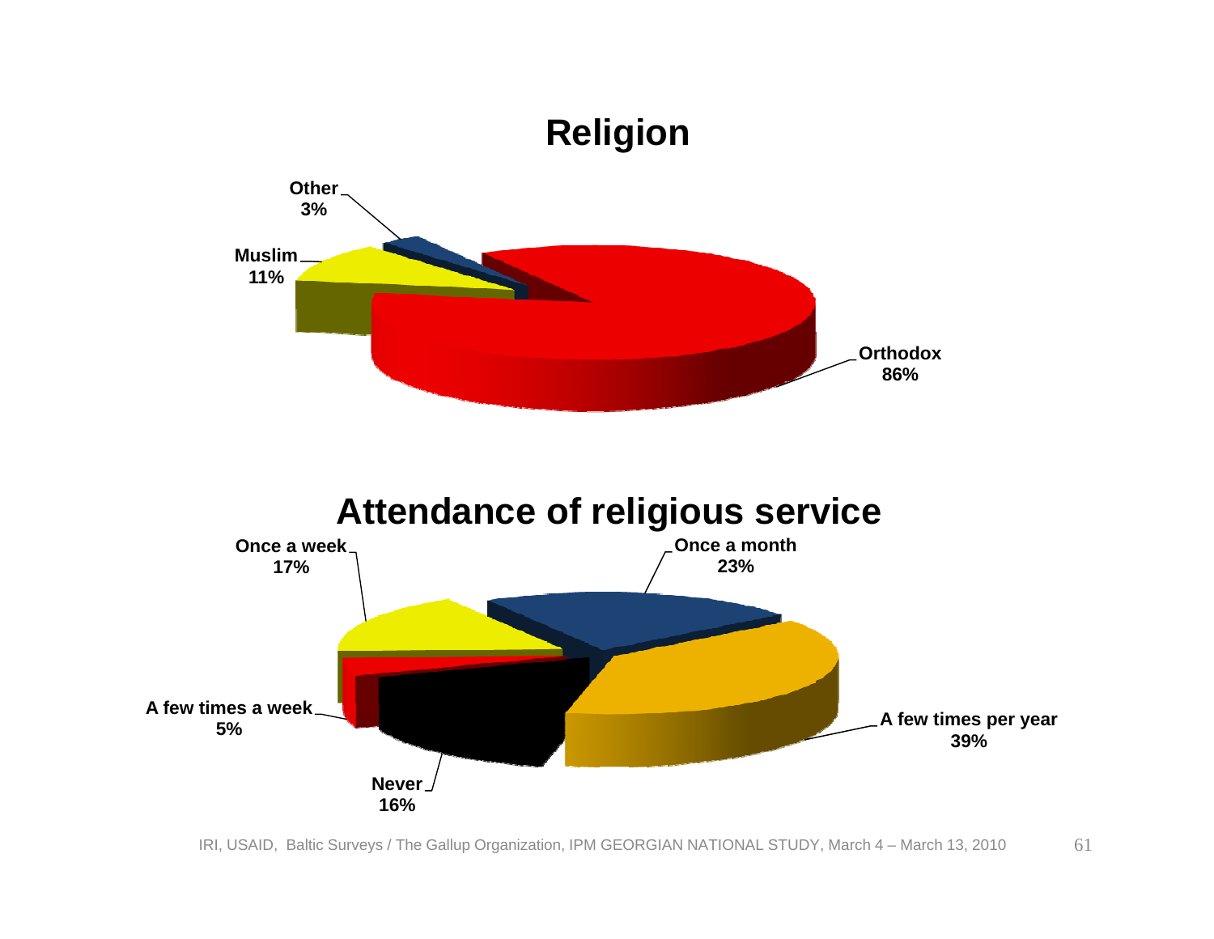## Religion

| Religion | Percentage |
|---|---|
| Orthodox | 86% |
| Muslim | 11% |
| Other | 3% |

## Attendance of religious service

| Attendance | Percentage |
|---|---|
| Once a week | 17% |
| Once a month | 23% |
| A few times per year | 39% |
| Never | 16% |
| A few times a week | 5% |

IRI, USAID, Baltic Surveys / The Gallup Organization, IPM GEORGIAN NATIONAL STUDY, March 4 – March 13, 2010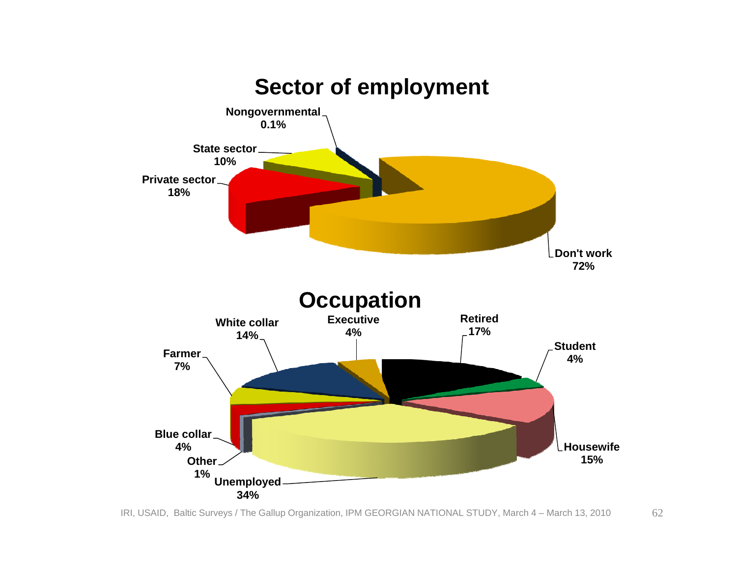## Sector of employment

Nongovernmental
0.1%

State sector
10%

Private sector
18%

Don't work
72%

## Occupation

White collar
14%

Executive
4%

Retired
17%

Student
4%

Farmer
7%

Housewife
15%

Blue collar
4%

Other
1%

Unemployed
34%

IRI, USAID, Baltic Surveys / The Gallup Organization, IPM GEORGIAN NATIONAL STUDY, March 4 – March 13, 2010